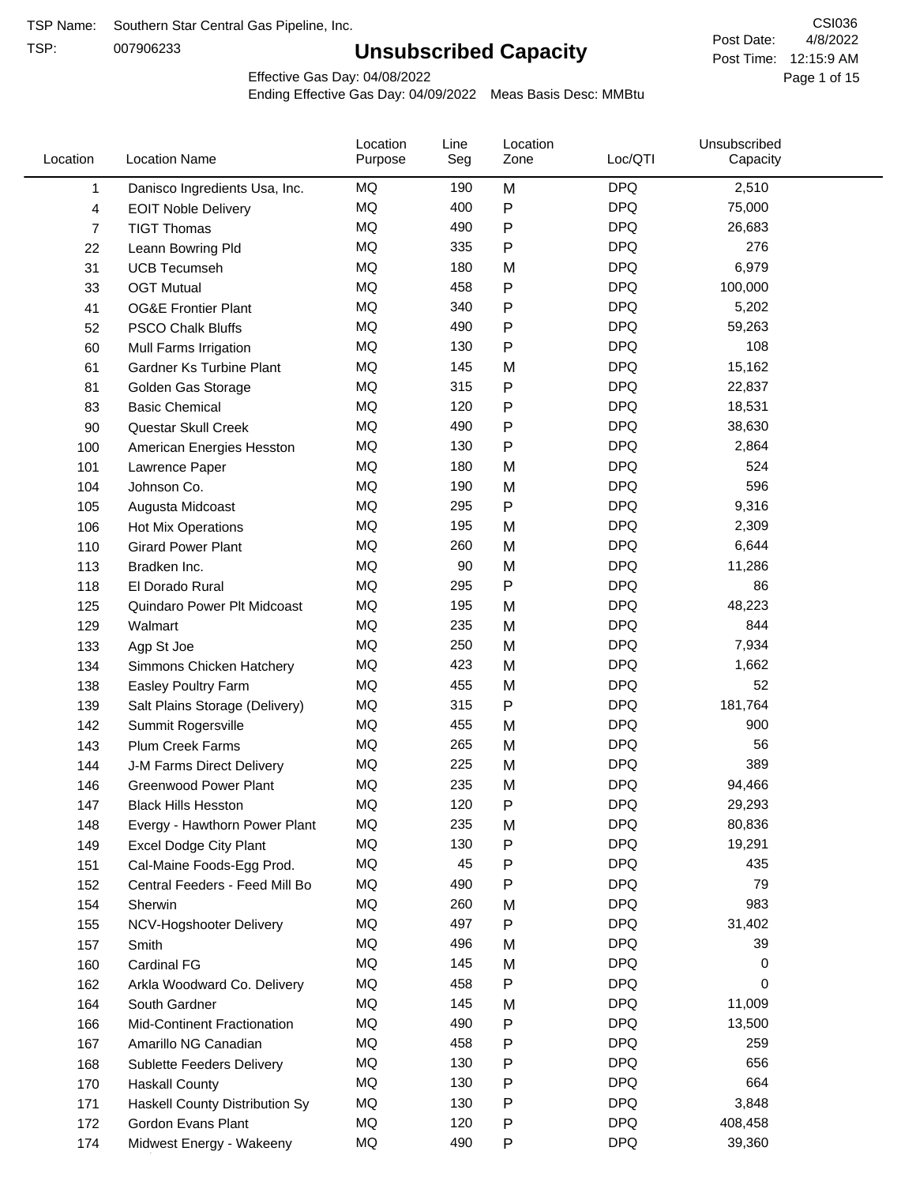TSP Name: Southern Star Central Gas Pipeline, Inc.

TSP: 007906233

# Unsubscribed Capacity

CSI036

Post Date: 4/8/2022

Post Time: 12:15:9 AM

Effective Gas Day: 04/08/2022

Ending Effective Gas Day: 04/09/2022 Meas Basis Desc: MMBtu

| Location | Location Name | Location Purpose | Line Seg | Location Zone | Loc/QTI | Unsubscribed Capacity |
|---|---|---|---|---|---|---|
| 1 | Danisco Ingredients Usa, Inc. | MQ | 190 | M | DPQ | 2,510 |
| 4 | EOIT Noble Delivery | MQ | 400 | P | DPQ | 75,000 |
| 7 | TIGT Thomas | MQ | 490 | P | DPQ | 26,683 |
| 22 | Leann Bowring Pld | MQ | 335 | P | DPQ | 276 |
| 31 | UCB Tecumseh | MQ | 180 | M | DPQ | 6,979 |
| 33 | OGT Mutual | MQ | 458 | P | DPQ | 100,000 |
| 41 | OG&E Frontier Plant | MQ | 340 | P | DPQ | 5,202 |
| 52 | PSCO Chalk Bluffs | MQ | 490 | P | DPQ | 59,263 |
| 60 | Mull Farms Irrigation | MQ | 130 | P | DPQ | 108 |
| 61 | Gardner Ks Turbine Plant | MQ | 145 | M | DPQ | 15,162 |
| 81 | Golden Gas Storage | MQ | 315 | P | DPQ | 22,837 |
| 83 | Basic Chemical | MQ | 120 | P | DPQ | 18,531 |
| 90 | Questar Skull Creek | MQ | 490 | P | DPQ | 38,630 |
| 100 | American Energies Hesston | MQ | 130 | P | DPQ | 2,864 |
| 101 | Lawrence Paper | MQ | 180 | M | DPQ | 524 |
| 104 | Johnson Co. | MQ | 190 | M | DPQ | 596 |
| 105 | Augusta Midcoast | MQ | 295 | P | DPQ | 9,316 |
| 106 | Hot Mix Operations | MQ | 195 | M | DPQ | 2,309 |
| 110 | Girard Power Plant | MQ | 260 | M | DPQ | 6,644 |
| 113 | Bradken Inc. | MQ | 90 | M | DPQ | 11,286 |
| 118 | El Dorado Rural | MQ | 295 | P | DPQ | 86 |
| 125 | Quindaro Power Plt Midcoast | MQ | 195 | M | DPQ | 48,223 |
| 129 | Walmart | MQ | 235 | M | DPQ | 844 |
| 133 | Agp St Joe | MQ | 250 | M | DPQ | 7,934 |
| 134 | Simmons Chicken Hatchery | MQ | 423 | M | DPQ | 1,662 |
| 138 | Easley Poultry Farm | MQ | 455 | M | DPQ | 52 |
| 139 | Salt Plains Storage (Delivery) | MQ | 315 | P | DPQ | 181,764 |
| 142 | Summit Rogersville | MQ | 455 | M | DPQ | 900 |
| 143 | Plum Creek Farms | MQ | 265 | M | DPQ | 56 |
| 144 | J-M Farms Direct Delivery | MQ | 225 | M | DPQ | 389 |
| 146 | Greenwood Power Plant | MQ | 235 | M | DPQ | 94,466 |
| 147 | Black Hills Hesston | MQ | 120 | P | DPQ | 29,293 |
| 148 | Evergy - Hawthorn Power Plant | MQ | 235 | M | DPQ | 80,836 |
| 149 | Excel Dodge City Plant | MQ | 130 | P | DPQ | 19,291 |
| 151 | Cal-Maine Foods-Egg Prod. | MQ | 45 | P | DPQ | 435 |
| 152 | Central Feeders - Feed Mill Bo | MQ | 490 | P | DPQ | 79 |
| 154 | Sherwin | MQ | 260 | M | DPQ | 983 |
| 155 | NCV-Hogshooter Delivery | MQ | 497 | P | DPQ | 31,402 |
| 157 | Smith | MQ | 496 | M | DPQ | 39 |
| 160 | Cardinal FG | MQ | 145 | M | DPQ | 0 |
| 162 | Arkla Woodward Co. Delivery | MQ | 458 | P | DPQ | 0 |
| 164 | South Gardner | MQ | 145 | M | DPQ | 11,009 |
| 166 | Mid-Continent Fractionation | MQ | 490 | P | DPQ | 13,500 |
| 167 | Amarillo NG Canadian | MQ | 458 | P | DPQ | 259 |
| 168 | Sublette Feeders Delivery | MQ | 130 | P | DPQ | 656 |
| 170 | Haskall County | MQ | 130 | P | DPQ | 664 |
| 171 | Haskall County Distribution Sy | MQ | 130 | P | DPQ | 3,848 |
| 172 | Gordon Evans Plant | MQ | 120 | P | DPQ | 408,458 |
| 174 | Midwest Energy - Wakeeny | MQ | 490 | P | DPQ | 39,360 |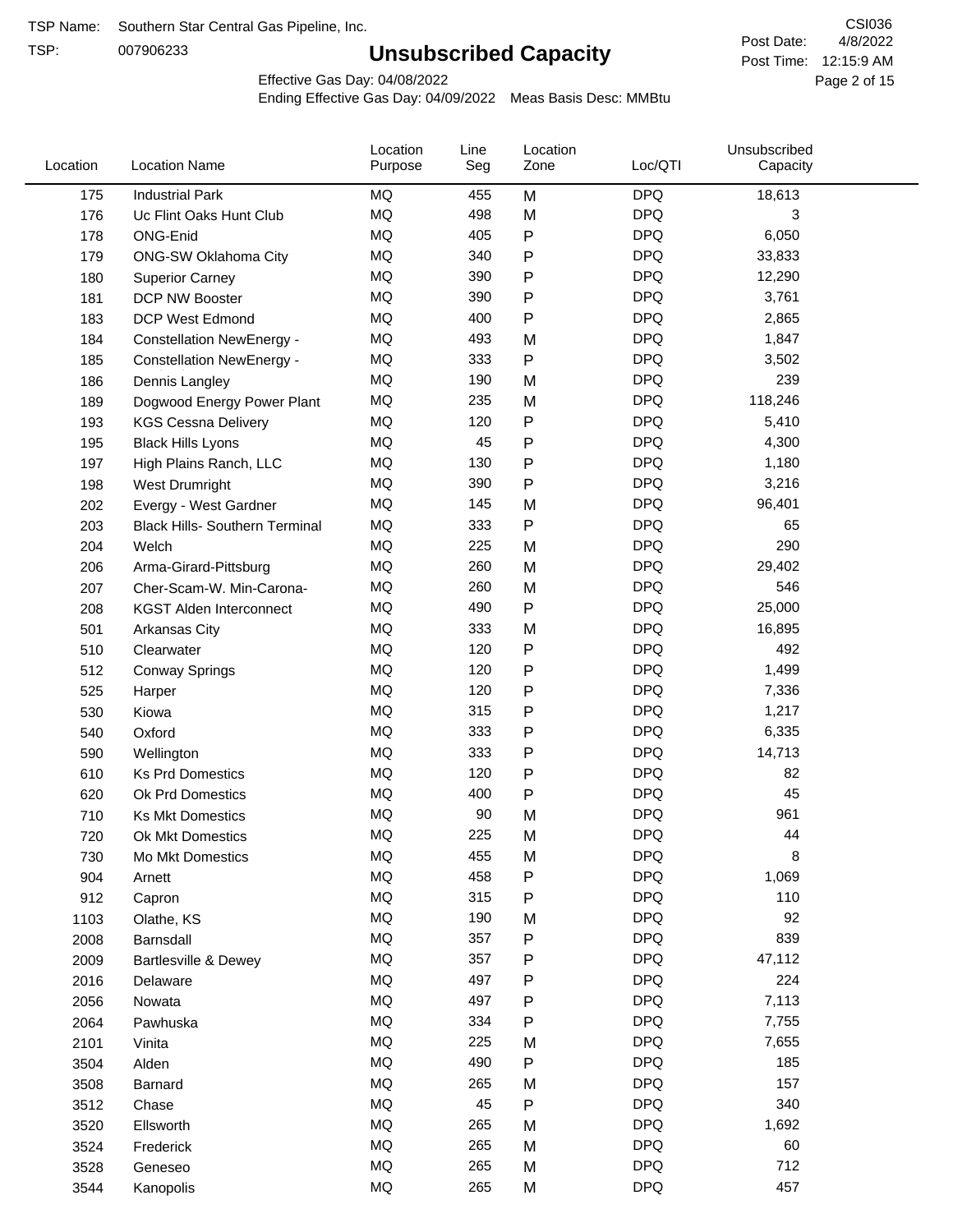TSP Name: Southern Star Central Gas Pipeline, Inc.

TSP: 007906233

# Unsubscribed Capacity

CSI036

Post Date: 4/8/2022

Post Time: 12:15:9 AM

Effective Gas Day: 04/08/2022

Ending Effective Gas Day: 04/09/2022 Meas Basis Desc: MMBtu

| Location | Location Name | Location Purpose | Line Seg | Location Zone | Loc/QTI | Unsubscribed Capacity |
|---|---|---|---|---|---|---|
| 175 | Industrial Park | MQ | 455 | M | DPQ | 18,613 |
| 176 | Uc Flint Oaks Hunt Club | MQ | 498 | M | DPQ | 3 |
| 178 | ONG-Enid | MQ | 405 | P | DPQ | 6,050 |
| 179 | ONG-SW Oklahoma City | MQ | 340 | P | DPQ | 33,833 |
| 180 | Superior Carney | MQ | 390 | P | DPQ | 12,290 |
| 181 | DCP NW Booster | MQ | 390 | P | DPQ | 3,761 |
| 183 | DCP West Edmond | MQ | 400 | P | DPQ | 2,865 |
| 184 | Constellation NewEnergy - | MQ | 493 | M | DPQ | 1,847 |
| 185 | Constellation NewEnergy - | MQ | 333 | P | DPQ | 3,502 |
| 186 | Dennis Langley | MQ | 190 | M | DPQ | 239 |
| 189 | Dogwood Energy Power Plant | MQ | 235 | M | DPQ | 118,246 |
| 193 | KGS Cessna Delivery | MQ | 120 | P | DPQ | 5,410 |
| 195 | Black Hills Lyons | MQ | 45 | P | DPQ | 4,300 |
| 197 | High Plains Ranch, LLC | MQ | 130 | P | DPQ | 1,180 |
| 198 | West Drumright | MQ | 390 | P | DPQ | 3,216 |
| 202 | Evergy - West Gardner | MQ | 145 | M | DPQ | 96,401 |
| 203 | Black Hills- Southern Terminal | MQ | 333 | P | DPQ | 65 |
| 204 | Welch | MQ | 225 | M | DPQ | 290 |
| 206 | Arma-Girard-Pittsburg | MQ | 260 | M | DPQ | 29,402 |
| 207 | Cher-Scam-W. Min-Carona- | MQ | 260 | M | DPQ | 546 |
| 208 | KGST Alden Interconnect | MQ | 490 | P | DPQ | 25,000 |
| 501 | Arkansas City | MQ | 333 | M | DPQ | 16,895 |
| 510 | Clearwater | MQ | 120 | P | DPQ | 492 |
| 512 | Conway Springs | MQ | 120 | P | DPQ | 1,499 |
| 525 | Harper | MQ | 120 | P | DPQ | 7,336 |
| 530 | Kiowa | MQ | 315 | P | DPQ | 1,217 |
| 540 | Oxford | MQ | 333 | P | DPQ | 6,335 |
| 590 | Wellington | MQ | 333 | P | DPQ | 14,713 |
| 610 | Ks Prd Domestics | MQ | 120 | P | DPQ | 82 |
| 620 | Ok Prd Domestics | MQ | 400 | P | DPQ | 45 |
| 710 | Ks Mkt Domestics | MQ | 90 | M | DPQ | 961 |
| 720 | Ok Mkt Domestics | MQ | 225 | M | DPQ | 44 |
| 730 | Mo Mkt Domestics | MQ | 455 | M | DPQ | 8 |
| 904 | Arnett | MQ | 458 | P | DPQ | 1,069 |
| 912 | Capron | MQ | 315 | P | DPQ | 110 |
| 1103 | Olathe, KS | MQ | 190 | M | DPQ | 92 |
| 2008 | Barnsdall | MQ | 357 | P | DPQ | 839 |
| 2009 | Bartlesville & Dewey | MQ | 357 | P | DPQ | 47,112 |
| 2016 | Delaware | MQ | 497 | P | DPQ | 224 |
| 2056 | Nowata | MQ | 497 | P | DPQ | 7,113 |
| 2064 | Pawhuska | MQ | 334 | P | DPQ | 7,755 |
| 2101 | Vinita | MQ | 225 | M | DPQ | 7,655 |
| 3504 | Alden | MQ | 490 | P | DPQ | 185 |
| 3508 | Barnard | MQ | 265 | M | DPQ | 157 |
| 3512 | Chase | MQ | 45 | P | DPQ | 340 |
| 3520 | Ellsworth | MQ | 265 | M | DPQ | 1,692 |
| 3524 | Frederick | MQ | 265 | M | DPQ | 60 |
| 3528 | Geneseo | MQ | 265 | M | DPQ | 712 |
| 3544 | Kanopolis | MQ | 265 | M | DPQ | 457 |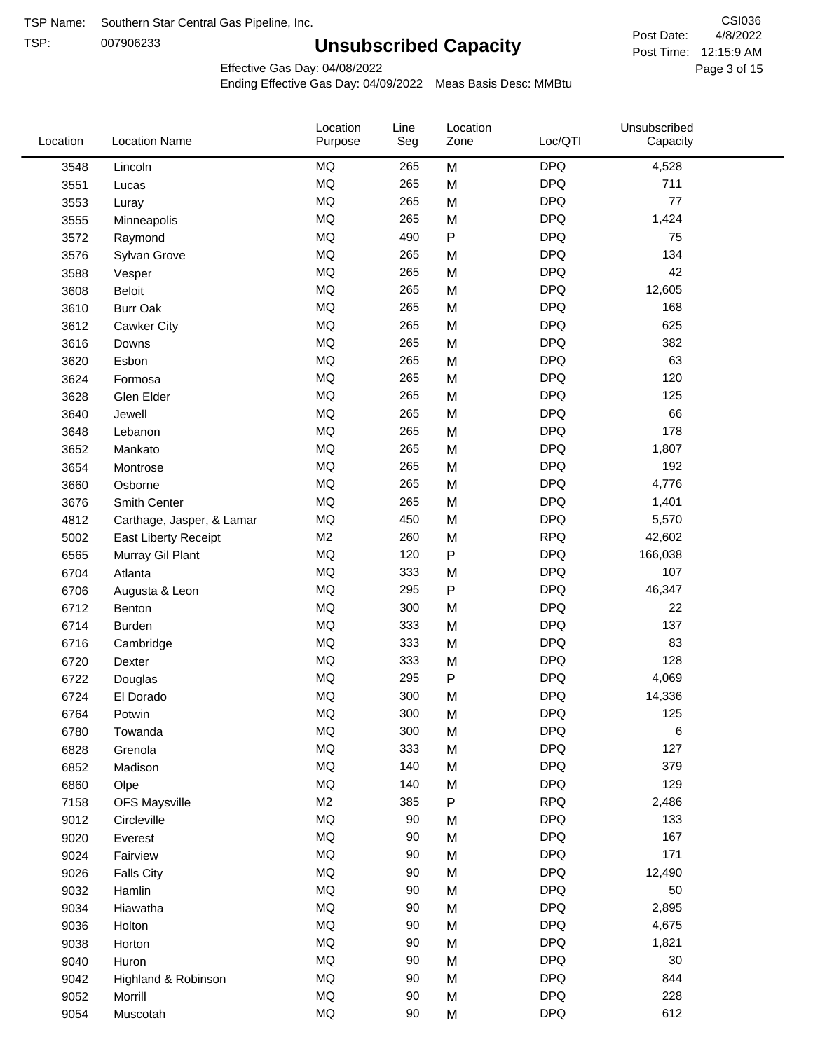TSP Name: Southern Star Central Gas Pipeline, Inc.

TSP: 007906233

# Unsubscribed Capacity

CSI036

Post Date: 4/8/2022

Post Time: 12:15:9 AM

Effective Gas Day: 04/08/2022

Ending Effective Gas Day: 04/09/2022 Meas Basis Desc: MMBtu

| Location | Location Name | Location Purpose | Line Seg | Location Zone | Loc/QTI | Unsubscribed Capacity |
|---|---|---|---|---|---|---|
| 3548 | Lincoln | MQ | 265 | M | DPQ | 4,528 |
| 3551 | Lucas | MQ | 265 | M | DPQ | 711 |
| 3553 | Luray | MQ | 265 | M | DPQ | 77 |
| 3555 | Minneapolis | MQ | 265 | M | DPQ | 1,424 |
| 3572 | Raymond | MQ | 490 | P | DPQ | 75 |
| 3576 | Sylvan Grove | MQ | 265 | M | DPQ | 134 |
| 3588 | Vesper | MQ | 265 | M | DPQ | 42 |
| 3608 | Beloit | MQ | 265 | M | DPQ | 12,605 |
| 3610 | Burr Oak | MQ | 265 | M | DPQ | 168 |
| 3612 | Cawker City | MQ | 265 | M | DPQ | 625 |
| 3616 | Downs | MQ | 265 | M | DPQ | 382 |
| 3620 | Esbon | MQ | 265 | M | DPQ | 63 |
| 3624 | Formosa | MQ | 265 | M | DPQ | 120 |
| 3628 | Glen Elder | MQ | 265 | M | DPQ | 125 |
| 3640 | Jewell | MQ | 265 | M | DPQ | 66 |
| 3648 | Lebanon | MQ | 265 | M | DPQ | 178 |
| 3652 | Mankato | MQ | 265 | M | DPQ | 1,807 |
| 3654 | Montrose | MQ | 265 | M | DPQ | 192 |
| 3660 | Osborne | MQ | 265 | M | DPQ | 4,776 |
| 3676 | Smith Center | MQ | 265 | M | DPQ | 1,401 |
| 4812 | Carthage, Jasper, & Lamar | MQ | 450 | M | DPQ | 5,570 |
| 5002 | East Liberty Receipt | M2 | 260 | M | RPQ | 42,602 |
| 6565 | Murray Gil Plant | MQ | 120 | P | DPQ | 166,038 |
| 6704 | Atlanta | MQ | 333 | M | DPQ | 107 |
| 6706 | Augusta & Leon | MQ | 295 | P | DPQ | 46,347 |
| 6712 | Benton | MQ | 300 | M | DPQ | 22 |
| 6714 | Burden | MQ | 333 | M | DPQ | 137 |
| 6716 | Cambridge | MQ | 333 | M | DPQ | 83 |
| 6720 | Dexter | MQ | 333 | M | DPQ | 128 |
| 6722 | Douglas | MQ | 295 | P | DPQ | 4,069 |
| 6724 | El Dorado | MQ | 300 | M | DPQ | 14,336 |
| 6764 | Potwin | MQ | 300 | M | DPQ | 125 |
| 6780 | Towanda | MQ | 300 | M | DPQ | 6 |
| 6828 | Grenola | MQ | 333 | M | DPQ | 127 |
| 6852 | Madison | MQ | 140 | M | DPQ | 379 |
| 6860 | Olpe | MQ | 140 | M | DPQ | 129 |
| 7158 | OFS Maysville | M2 | 385 | P | RPQ | 2,486 |
| 9012 | Circleville | MQ | 90 | M | DPQ | 133 |
| 9020 | Everest | MQ | 90 | M | DPQ | 167 |
| 9024 | Fairview | MQ | 90 | M | DPQ | 171 |
| 9026 | Falls City | MQ | 90 | M | DPQ | 12,490 |
| 9032 | Hamlin | MQ | 90 | M | DPQ | 50 |
| 9034 | Hiawatha | MQ | 90 | M | DPQ | 2,895 |
| 9036 | Holton | MQ | 90 | M | DPQ | 4,675 |
| 9038 | Horton | MQ | 90 | M | DPQ | 1,821 |
| 9040 | Huron | MQ | 90 | M | DPQ | 30 |
| 9042 | Highland & Robinson | MQ | 90 | M | DPQ | 844 |
| 9052 | Morrill | MQ | 90 | M | DPQ | 228 |
| 9054 | Muscotah | MQ | 90 | M | DPQ | 612 |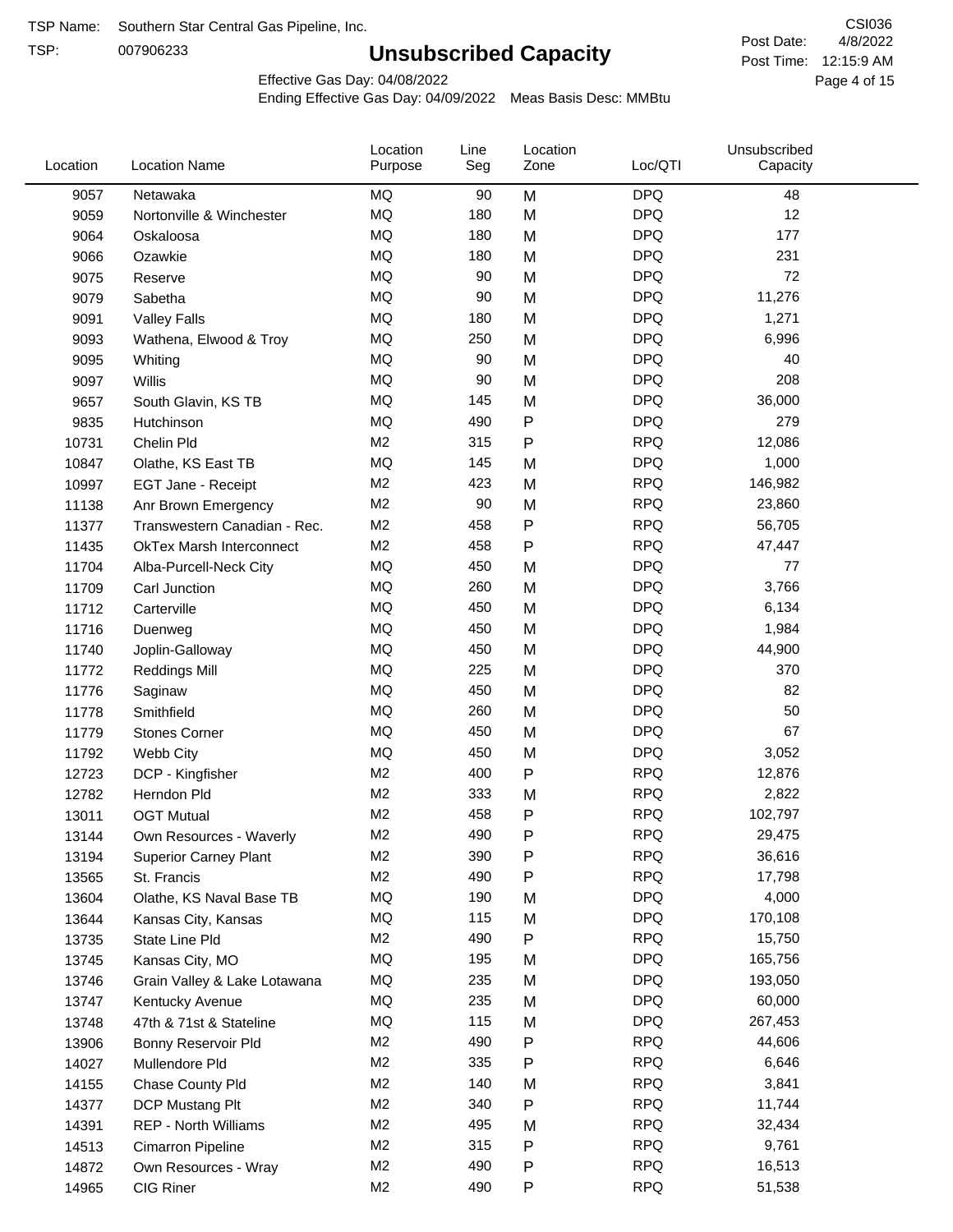TSP Name: Southern Star Central Gas Pipeline, Inc.

TSP: 007906233

# Unsubscribed Capacity

CSI036

Post Date: 4/8/2022

Post Time: 12:15:9 AM

Effective Gas Day: 04/08/2022

Ending Effective Gas Day: 04/09/2022 Meas Basis Desc: MMBtu

| Location | Location Name | Location Purpose | Line Seg | Location Zone | Loc/QTI | Unsubscribed Capacity |
|---|---|---|---|---|---|---|
| 9057 | Netawaka | MQ | 90 | M | DPQ | 48 |
| 9059 | Nortonville & Winchester | MQ | 180 | M | DPQ | 12 |
| 9064 | Oskaloosa | MQ | 180 | M | DPQ | 177 |
| 9066 | Ozawkie | MQ | 180 | M | DPQ | 231 |
| 9075 | Reserve | MQ | 90 | M | DPQ | 72 |
| 9079 | Sabetha | MQ | 90 | M | DPQ | 11,276 |
| 9091 | Valley Falls | MQ | 180 | M | DPQ | 1,271 |
| 9093 | Wathena, Elwood & Troy | MQ | 250 | M | DPQ | 6,996 |
| 9095 | Whiting | MQ | 90 | M | DPQ | 40 |
| 9097 | Willis | MQ | 90 | M | DPQ | 208 |
| 9657 | South Glavin, KS TB | MQ | 145 | M | DPQ | 36,000 |
| 9835 | Hutchinson | MQ | 490 | P | DPQ | 279 |
| 10731 | Chelin Pld | M2 | 315 | P | RPQ | 12,086 |
| 10847 | Olathe, KS East TB | MQ | 145 | M | DPQ | 1,000 |
| 10997 | EGT Jane - Receipt | M2 | 423 | M | RPQ | 146,982 |
| 11138 | Anr Brown Emergency | M2 | 90 | M | RPQ | 23,860 |
| 11377 | Transwestern Canadian - Rec. | M2 | 458 | P | RPQ | 56,705 |
| 11435 | OkTex Marsh Interconnect | M2 | 458 | P | RPQ | 47,447 |
| 11704 | Alba-Purcell-Neck City | MQ | 450 | M | DPQ | 77 |
| 11709 | Carl Junction | MQ | 260 | M | DPQ | 3,766 |
| 11712 | Carterville | MQ | 450 | M | DPQ | 6,134 |
| 11716 | Duenweg | MQ | 450 | M | DPQ | 1,984 |
| 11740 | Joplin-Galloway | MQ | 450 | M | DPQ | 44,900 |
| 11772 | Reddings Mill | MQ | 225 | M | DPQ | 370 |
| 11776 | Saginaw | MQ | 450 | M | DPQ | 82 |
| 11778 | Smithfield | MQ | 260 | M | DPQ | 50 |
| 11779 | Stones Corner | MQ | 450 | M | DPQ | 67 |
| 11792 | Webb City | MQ | 450 | M | DPQ | 3,052 |
| 12723 | DCP - Kingfisher | M2 | 400 | P | RPQ | 12,876 |
| 12782 | Herndon Pld | M2 | 333 | M | RPQ | 2,822 |
| 13011 | OGT Mutual | M2 | 458 | P | RPQ | 102,797 |
| 13144 | Own Resources - Waverly | M2 | 490 | P | RPQ | 29,475 |
| 13194 | Superior Carney Plant | M2 | 390 | P | RPQ | 36,616 |
| 13565 | St. Francis | M2 | 490 | P | RPQ | 17,798 |
| 13604 | Olathe, KS Naval Base TB | MQ | 190 | M | DPQ | 4,000 |
| 13644 | Kansas City, Kansas | MQ | 115 | M | DPQ | 170,108 |
| 13735 | State Line Pld | M2 | 490 | P | RPQ | 15,750 |
| 13745 | Kansas City, MO | MQ | 195 | M | DPQ | 165,756 |
| 13746 | Grain Valley & Lake Lotawana | MQ | 235 | M | DPQ | 193,050 |
| 13747 | Kentucky Avenue | MQ | 235 | M | DPQ | 60,000 |
| 13748 | 47th & 71st & Stateline | MQ | 115 | M | DPQ | 267,453 |
| 13906 | Bonny Reservoir Pld | M2 | 490 | P | RPQ | 44,606 |
| 14027 | Mullendore Pld | M2 | 335 | P | RPQ | 6,646 |
| 14155 | Chase County Pld | M2 | 140 | M | RPQ | 3,841 |
| 14377 | DCP Mustang Plt | M2 | 340 | P | RPQ | 11,744 |
| 14391 | REP - North Williams | M2 | 495 | M | RPQ | 32,434 |
| 14513 | Cimarron Pipeline | M2 | 315 | P | RPQ | 9,761 |
| 14872 | Own Resources - Wray | M2 | 490 | P | RPQ | 16,513 |
| 14965 | CIG Riner | M2 | 490 | P | RPQ | 51,538 |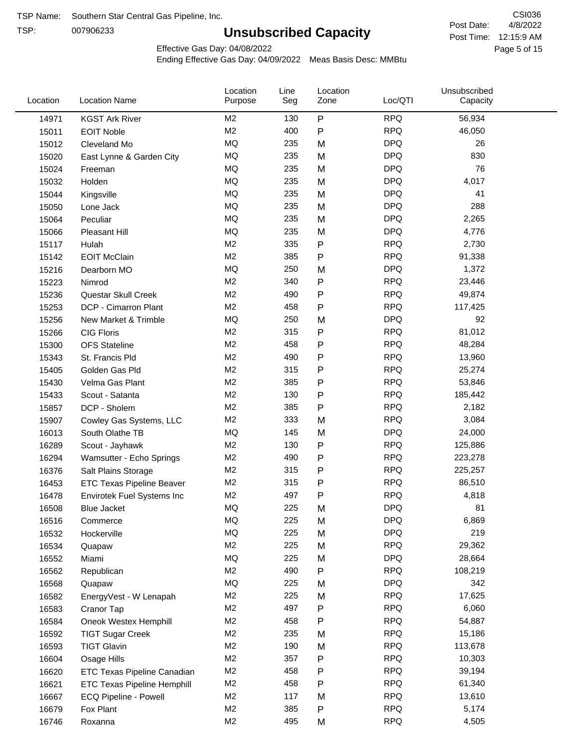TSP Name: Southern Star Central Gas Pipeline, Inc.

TSP: 007906233

# Unsubscribed Capacity

CSI036

Post Date: 4/8/2022

Post Time: 12:15:9 AM

Effective Gas Day: 04/08/2022

Ending Effective Gas Day: 04/09/2022 Meas Basis Desc: MMBtu

| Location | Location Name | Location Purpose | Line Seg | Location Zone | Loc/QTI | Unsubscribed Capacity |
|---|---|---|---|---|---|---|
| 14971 | KGST Ark River | M2 | 130 | P | RPQ | 56,934 |
| 15011 | EOIT Noble | M2 | 400 | P | RPQ | 46,050 |
| 15012 | Cleveland Mo | MQ | 235 | M | DPQ | 26 |
| 15020 | East Lynne & Garden City | MQ | 235 | M | DPQ | 830 |
| 15024 | Freeman | MQ | 235 | M | DPQ | 76 |
| 15032 | Holden | MQ | 235 | M | DPQ | 4,017 |
| 15044 | Kingsville | MQ | 235 | M | DPQ | 41 |
| 15050 | Lone Jack | MQ | 235 | M | DPQ | 288 |
| 15064 | Peculiar | MQ | 235 | M | DPQ | 2,265 |
| 15066 | Pleasant Hill | MQ | 235 | M | DPQ | 4,776 |
| 15117 | Hulah | M2 | 335 | P | RPQ | 2,730 |
| 15142 | EOIT McClain | M2 | 385 | P | RPQ | 91,338 |
| 15216 | Dearborn MO | MQ | 250 | M | DPQ | 1,372 |
| 15223 | Nimrod | M2 | 340 | P | RPQ | 23,446 |
| 15236 | Questar Skull Creek | M2 | 490 | P | RPQ | 49,874 |
| 15253 | DCP - Cimarron Plant | M2 | 458 | P | RPQ | 117,425 |
| 15256 | New Market & Trimble | MQ | 250 | M | DPQ | 92 |
| 15266 | CIG Floris | M2 | 315 | P | RPQ | 81,012 |
| 15300 | OFS Stateline | M2 | 458 | P | RPQ | 48,284 |
| 15343 | St. Francis Pld | M2 | 490 | P | RPQ | 13,960 |
| 15405 | Golden Gas Pld | M2 | 315 | P | RPQ | 25,274 |
| 15430 | Velma Gas Plant | M2 | 385 | P | RPQ | 53,846 |
| 15433 | Scout - Satanta | M2 | 130 | P | RPQ | 185,442 |
| 15857 | DCP - Sholem | M2 | 385 | P | RPQ | 2,182 |
| 15907 | Cowley Gas Systems, LLC | M2 | 333 | M | RPQ | 3,084 |
| 16013 | South Olathe TB | MQ | 145 | M | DPQ | 24,000 |
| 16289 | Scout - Jayhawk | M2 | 130 | P | RPQ | 125,886 |
| 16294 | Wamsutter - Echo Springs | M2 | 490 | P | RPQ | 223,278 |
| 16376 | Salt Plains Storage | M2 | 315 | P | RPQ | 225,257 |
| 16453 | ETC Texas Pipeline Beaver | M2 | 315 | P | RPQ | 86,510 |
| 16478 | Envirotek Fuel Systems Inc | M2 | 497 | P | RPQ | 4,818 |
| 16508 | Blue Jacket | MQ | 225 | M | DPQ | 81 |
| 16516 | Commerce | MQ | 225 | M | DPQ | 6,869 |
| 16532 | Hockerville | MQ | 225 | M | DPQ | 219 |
| 16534 | Quapaw | M2 | 225 | M | RPQ | 29,362 |
| 16552 | Miami | MQ | 225 | M | DPQ | 28,664 |
| 16562 | Republican | M2 | 490 | P | RPQ | 108,219 |
| 16568 | Quapaw | MQ | 225 | M | DPQ | 342 |
| 16582 | EnergyVest - W Lenapah | M2 | 225 | M | RPQ | 17,625 |
| 16583 | Cranor Tap | M2 | 497 | P | RPQ | 6,060 |
| 16584 | Oneok Westex Hemphill | M2 | 458 | P | RPQ | 54,887 |
| 16592 | TIGT Sugar Creek | M2 | 235 | M | RPQ | 15,186 |
| 16593 | TIGT Glavin | M2 | 190 | M | RPQ | 113,678 |
| 16604 | Osage Hills | M2 | 357 | P | RPQ | 10,303 |
| 16620 | ETC Texas Pipeline Canadian | M2 | 458 | P | RPQ | 39,194 |
| 16621 | ETC Texas Pipeline Hemphill | M2 | 458 | P | RPQ | 61,340 |
| 16667 | ECQ Pipeline - Powell | M2 | 117 | M | RPQ | 13,610 |
| 16679 | Fox Plant | M2 | 385 | P | RPQ | 5,174 |
| 16746 | Roxanna | M2 | 495 | M | RPQ | 4,505 |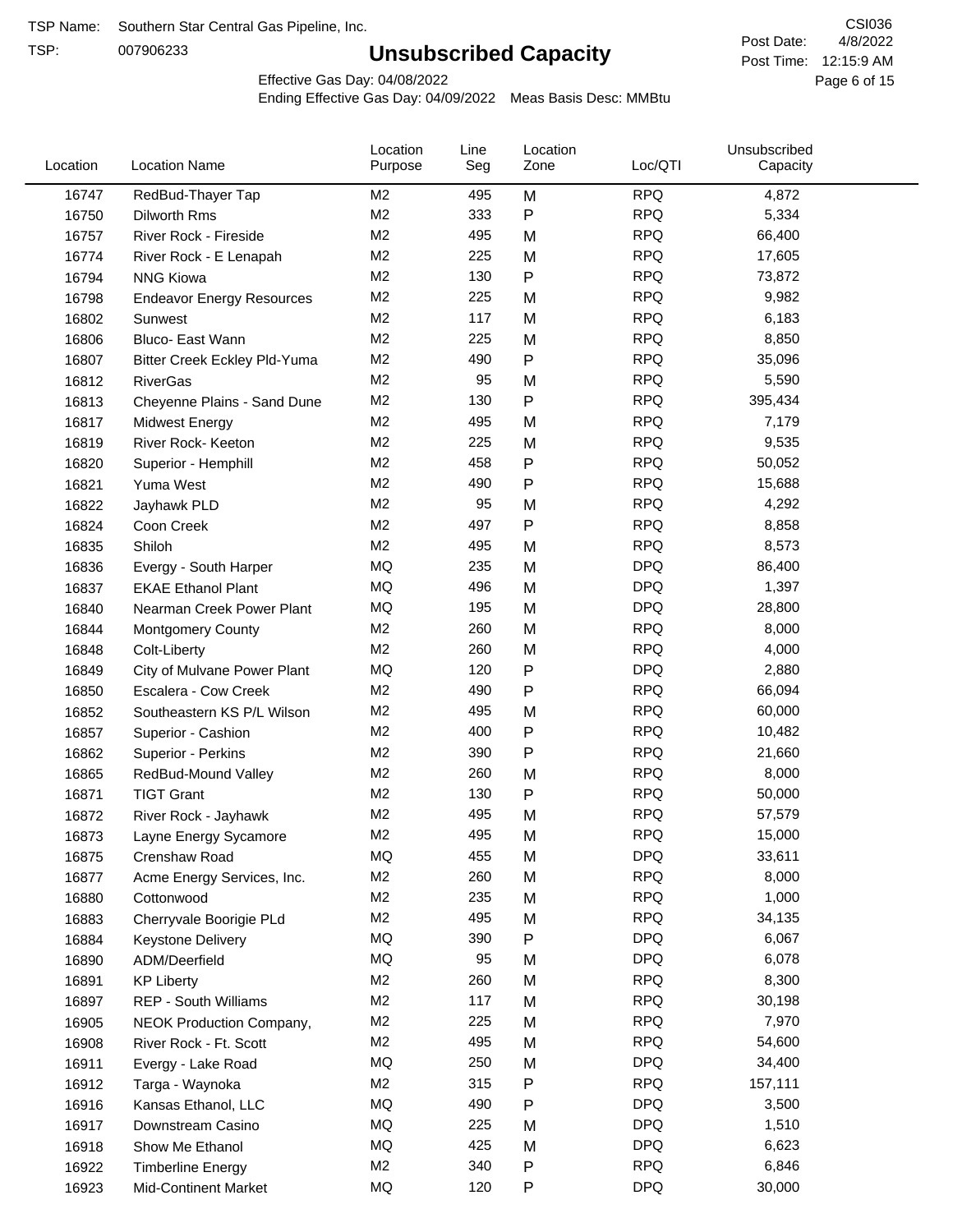TSP Name: Southern Star Central Gas Pipeline, Inc.

TSP: 007906233

# Unsubscribed Capacity

CSI036

Post Date: 4/8/2022

Post Time: 12:15:9 AM

Effective Gas Day: 04/08/2022

Ending Effective Gas Day: 04/09/2022 Meas Basis Desc: MMBtu

| Location | Location Name | Location Purpose | Line Seg | Location Zone | Loc/QTI | Unsubscribed Capacity |
|---|---|---|---|---|---|---|
| 16747 | RedBud-Thayer Tap | M2 | 495 | M | RPQ | 4,872 |
| 16750 | Dilworth Rms | M2 | 333 | P | RPQ | 5,334 |
| 16757 | River Rock - Fireside | M2 | 495 | M | RPQ | 66,400 |
| 16774 | River Rock - E Lenapah | M2 | 225 | M | RPQ | 17,605 |
| 16794 | NNG Kiowa | M2 | 130 | P | RPQ | 73,872 |
| 16798 | Endeavor Energy Resources | M2 | 225 | M | RPQ | 9,982 |
| 16802 | Sunwest | M2 | 117 | M | RPQ | 6,183 |
| 16806 | Bluco- East Wann | M2 | 225 | M | RPQ | 8,850 |
| 16807 | Bitter Creek Eckley Pld-Yuma | M2 | 490 | P | RPQ | 35,096 |
| 16812 | RiverGas | M2 | 95 | M | RPQ | 5,590 |
| 16813 | Cheyenne Plains - Sand Dune | M2 | 130 | P | RPQ | 395,434 |
| 16817 | Midwest Energy | M2 | 495 | M | RPQ | 7,179 |
| 16819 | River Rock- Keeton | M2 | 225 | M | RPQ | 9,535 |
| 16820 | Superior - Hemphill | M2 | 458 | P | RPQ | 50,052 |
| 16821 | Yuma West | M2 | 490 | P | RPQ | 15,688 |
| 16822 | Jayhawk PLD | M2 | 95 | M | RPQ | 4,292 |
| 16824 | Coon Creek | M2 | 497 | P | RPQ | 8,858 |
| 16835 | Shiloh | M2 | 495 | M | RPQ | 8,573 |
| 16836 | Evergy - South Harper | MQ | 235 | M | DPQ | 86,400 |
| 16837 | EKAE Ethanol Plant | MQ | 496 | M | DPQ | 1,397 |
| 16840 | Nearman Creek Power Plant | MQ | 195 | M | DPQ | 28,800 |
| 16844 | Montgomery County | M2 | 260 | M | RPQ | 8,000 |
| 16848 | Colt-Liberty | M2 | 260 | M | RPQ | 4,000 |
| 16849 | City of Mulvane Power Plant | MQ | 120 | P | DPQ | 2,880 |
| 16850 | Escalera - Cow Creek | M2 | 490 | P | RPQ | 66,094 |
| 16852 | Southeastern KS P/L Wilson | M2 | 495 | M | RPQ | 60,000 |
| 16857 | Superior - Cashion | M2 | 400 | P | RPQ | 10,482 |
| 16862 | Superior - Perkins | M2 | 390 | P | RPQ | 21,660 |
| 16865 | RedBud-Mound Valley | M2 | 260 | M | RPQ | 8,000 |
| 16871 | TIGT Grant | M2 | 130 | P | RPQ | 50,000 |
| 16872 | River Rock - Jayhawk | M2 | 495 | M | RPQ | 57,579 |
| 16873 | Layne Energy Sycamore | M2 | 495 | M | RPQ | 15,000 |
| 16875 | Crenshaw Road | MQ | 455 | M | DPQ | 33,611 |
| 16877 | Acme Energy Services, Inc. | M2 | 260 | M | RPQ | 8,000 |
| 16880 | Cottonwood | M2 | 235 | M | RPQ | 1,000 |
| 16883 | Cherryvale Boorigie PLd | M2 | 495 | M | RPQ | 34,135 |
| 16884 | Keystone Delivery | MQ | 390 | P | DPQ | 6,067 |
| 16890 | ADM/Deerfield | MQ | 95 | M | DPQ | 6,078 |
| 16891 | KP Liberty | M2 | 260 | M | RPQ | 8,300 |
| 16897 | REP - South Williams | M2 | 117 | M | RPQ | 30,198 |
| 16905 | NEOK Production Company, | M2 | 225 | M | RPQ | 7,970 |
| 16908 | River Rock - Ft. Scott | M2 | 495 | M | RPQ | 54,600 |
| 16911 | Evergy - Lake Road | MQ | 250 | M | DPQ | 34,400 |
| 16912 | Targa - Waynoka | M2 | 315 | P | RPQ | 157,111 |
| 16916 | Kansas Ethanol, LLC | MQ | 490 | P | DPQ | 3,500 |
| 16917 | Downstream Casino | MQ | 225 | M | DPQ | 1,510 |
| 16918 | Show Me Ethanol | MQ | 425 | M | DPQ | 6,623 |
| 16922 | Timberline Energy | M2 | 340 | P | RPQ | 6,846 |
| 16923 | Mid-Continent Market | MQ | 120 | P | DPQ | 30,000 |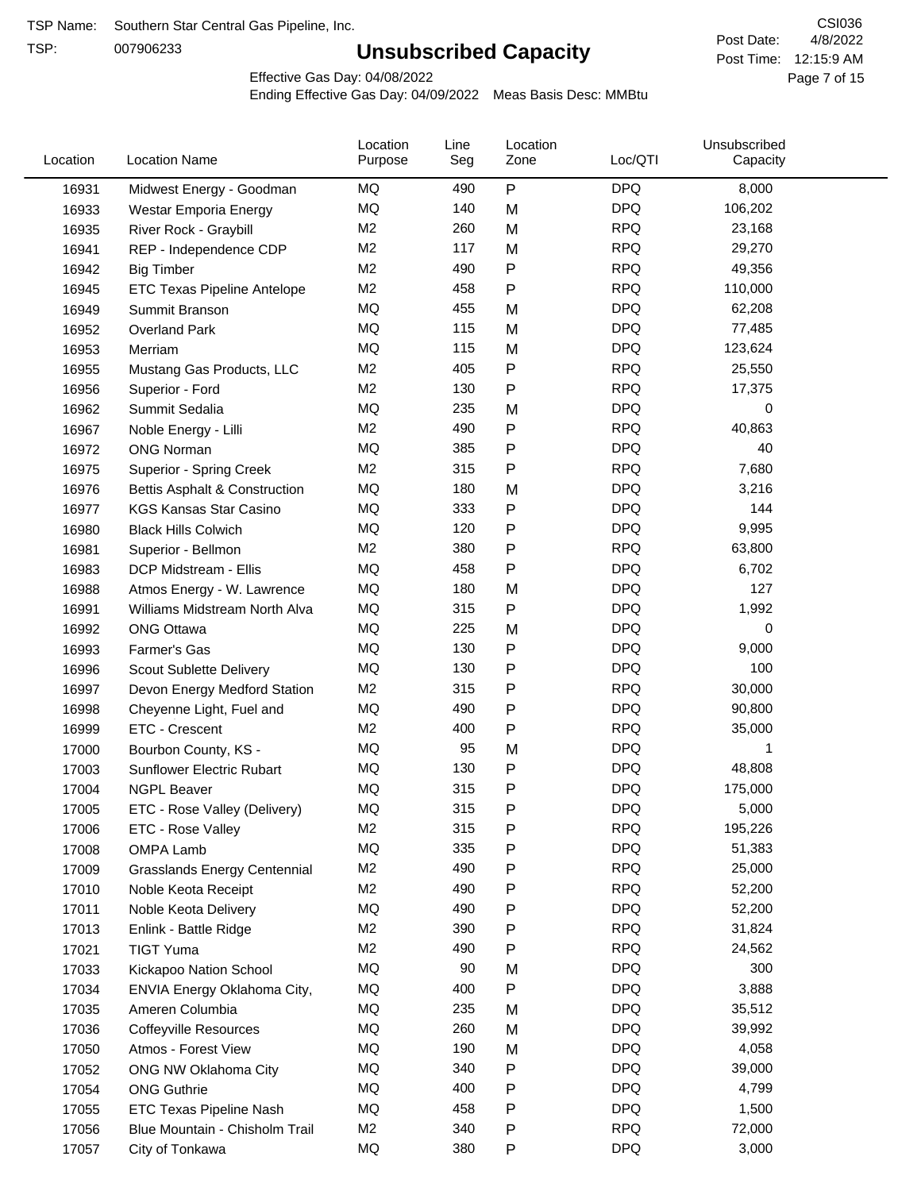TSP Name: Southern Star Central Gas Pipeline, Inc.

TSP: 007906233

# Unsubscribed Capacity

CSI036

Post Date: 4/8/2022

Post Time: 12:15:9 AM

Effective Gas Day: 04/08/2022

Ending Effective Gas Day: 04/09/2022 Meas Basis Desc: MMBtu

| Location | Location Name | Location Purpose | Line Seg | Location Zone | Loc/QTI | Unsubscribed Capacity |
|---|---|---|---|---|---|---|
| 16931 | Midwest Energy - Goodman | MQ | 490 | P | DPQ | 8,000 |
| 16933 | Westar Emporia Energy | MQ | 140 | M | DPQ | 106,202 |
| 16935 | River Rock - Graybill | M2 | 260 | M | RPQ | 23,168 |
| 16941 | REP - Independence CDP | M2 | 117 | M | RPQ | 29,270 |
| 16942 | Big Timber | M2 | 490 | P | RPQ | 49,356 |
| 16945 | ETC Texas Pipeline Antelope | M2 | 458 | P | RPQ | 110,000 |
| 16949 | Summit Branson | MQ | 455 | M | DPQ | 62,208 |
| 16952 | Overland Park | MQ | 115 | M | DPQ | 77,485 |
| 16953 | Merriam | MQ | 115 | M | DPQ | 123,624 |
| 16955 | Mustang Gas Products, LLC | M2 | 405 | P | RPQ | 25,550 |
| 16956 | Superior - Ford | M2 | 130 | P | RPQ | 17,375 |
| 16962 | Summit Sedalia | MQ | 235 | M | DPQ | 0 |
| 16967 | Noble Energy - Lilli | M2 | 490 | P | RPQ | 40,863 |
| 16972 | ONG Norman | MQ | 385 | P | DPQ | 40 |
| 16975 | Superior - Spring Creek | M2 | 315 | P | RPQ | 7,680 |
| 16976 | Bettis Asphalt & Construction | MQ | 180 | M | DPQ | 3,216 |
| 16977 | KGS Kansas Star Casino | MQ | 333 | P | DPQ | 144 |
| 16980 | Black Hills Colwich | MQ | 120 | P | DPQ | 9,995 |
| 16981 | Superior - Bellmon | M2 | 380 | P | RPQ | 63,800 |
| 16983 | DCP Midstream - Ellis | MQ | 458 | P | DPQ | 6,702 |
| 16988 | Atmos Energy - W. Lawrence | MQ | 180 | M | DPQ | 127 |
| 16991 | Williams Midstream North Alva | MQ | 315 | P | DPQ | 1,992 |
| 16992 | ONG Ottawa | MQ | 225 | M | DPQ | 0 |
| 16993 | Farmer's Gas | MQ | 130 | P | DPQ | 9,000 |
| 16996 | Scout Sublette Delivery | MQ | 130 | P | DPQ | 100 |
| 16997 | Devon Energy Medford Station | M2 | 315 | P | RPQ | 30,000 |
| 16998 | Cheyenne Light, Fuel and | MQ | 490 | P | DPQ | 90,800 |
| 16999 | ETC - Crescent | M2 | 400 | P | RPQ | 35,000 |
| 17000 | Bourbon County, KS - | MQ | 95 | M | DPQ | 1 |
| 17003 | Sunflower Electric Rubart | MQ | 130 | P | DPQ | 48,808 |
| 17004 | NGPL Beaver | MQ | 315 | P | DPQ | 175,000 |
| 17005 | ETC - Rose Valley (Delivery) | MQ | 315 | P | DPQ | 5,000 |
| 17006 | ETC - Rose Valley | M2 | 315 | P | RPQ | 195,226 |
| 17008 | OMPA Lamb | MQ | 335 | P | DPQ | 51,383 |
| 17009 | Grasslands Energy Centennial | M2 | 490 | P | RPQ | 25,000 |
| 17010 | Noble Keota Receipt | M2 | 490 | P | RPQ | 52,200 |
| 17011 | Noble Keota Delivery | MQ | 490 | P | DPQ | 52,200 |
| 17013 | Enlink - Battle Ridge | M2 | 390 | P | RPQ | 31,824 |
| 17021 | TIGT Yuma | M2 | 490 | P | RPQ | 24,562 |
| 17033 | Kickapoo Nation School | MQ | 90 | M | DPQ | 300 |
| 17034 | ENVIA Energy Oklahoma City, | MQ | 400 | P | DPQ | 3,888 |
| 17035 | Ameren Columbia | MQ | 235 | M | DPQ | 35,512 |
| 17036 | Coffeyville Resources | MQ | 260 | M | DPQ | 39,992 |
| 17050 | Atmos - Forest View | MQ | 190 | M | DPQ | 4,058 |
| 17052 | ONG NW Oklahoma City | MQ | 340 | P | DPQ | 39,000 |
| 17054 | ONG Guthrie | MQ | 400 | P | DPQ | 4,799 |
| 17055 | ETC Texas Pipeline Nash | MQ | 458 | P | DPQ | 1,500 |
| 17056 | Blue Mountain - Chisholm Trail | M2 | 340 | P | RPQ | 72,000 |
| 17057 | City of Tonkawa | MQ | 380 | P | DPQ | 3,000 |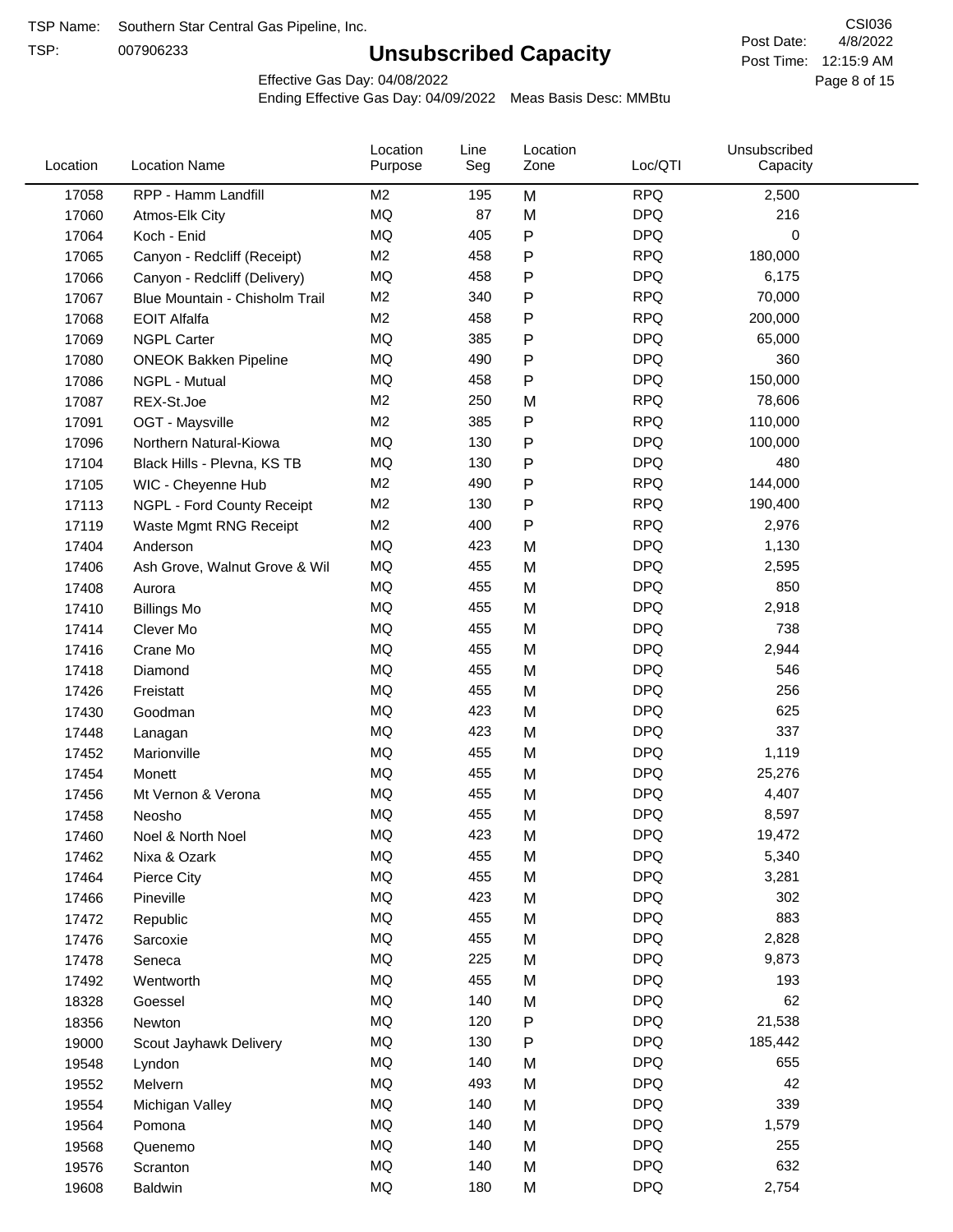TSP Name: Southern Star Central Gas Pipeline, Inc.

TSP: 007906233

# Unsubscribed Capacity

CSI036

Post Date: 4/8/2022

Post Time: 12:15:9 AM

Effective Gas Day: 04/08/2022

Ending Effective Gas Day: 04/09/2022 Meas Basis Desc: MMBtu

| Location | Location Name | Location Purpose | Line Seg | Location Zone | Loc/QTI | Unsubscribed Capacity |
|---|---|---|---|---|---|---|
| 17058 | RPP - Hamm Landfill | M2 | 195 | M | RPQ | 2,500 |
| 17060 | Atmos-Elk City | MQ | 87 | M | DPQ | 216 |
| 17064 | Koch - Enid | MQ | 405 | P | DPQ | 0 |
| 17065 | Canyon - Redcliff (Receipt) | M2 | 458 | P | RPQ | 180,000 |
| 17066 | Canyon - Redcliff (Delivery) | MQ | 458 | P | DPQ | 6,175 |
| 17067 | Blue Mountain - Chisholm Trail | M2 | 340 | P | RPQ | 70,000 |
| 17068 | EOIT Alfalfa | M2 | 458 | P | RPQ | 200,000 |
| 17069 | NGPL Carter | MQ | 385 | P | DPQ | 65,000 |
| 17080 | ONEOK Bakken Pipeline | MQ | 490 | P | DPQ | 360 |
| 17086 | NGPL - Mutual | MQ | 458 | P | DPQ | 150,000 |
| 17087 | REX-St.Joe | M2 | 250 | M | RPQ | 78,606 |
| 17091 | OGT - Maysville | M2 | 385 | P | RPQ | 110,000 |
| 17096 | Northern Natural-Kiowa | MQ | 130 | P | DPQ | 100,000 |
| 17104 | Black Hills - Plevna, KS TB | MQ | 130 | P | DPQ | 480 |
| 17105 | WIC - Cheyenne Hub | M2 | 490 | P | RPQ | 144,000 |
| 17113 | NGPL - Ford County Receipt | M2 | 130 | P | RPQ | 190,400 |
| 17119 | Waste Mgmt RNG Receipt | M2 | 400 | P | RPQ | 2,976 |
| 17404 | Anderson | MQ | 423 | M | DPQ | 1,130 |
| 17406 | Ash Grove, Walnut Grove & Wil | MQ | 455 | M | DPQ | 2,595 |
| 17408 | Aurora | MQ | 455 | M | DPQ | 850 |
| 17410 | Billings Mo | MQ | 455 | M | DPQ | 2,918 |
| 17414 | Clever Mo | MQ | 455 | M | DPQ | 738 |
| 17416 | Crane Mo | MQ | 455 | M | DPQ | 2,944 |
| 17418 | Diamond | MQ | 455 | M | DPQ | 546 |
| 17426 | Freistatt | MQ | 455 | M | DPQ | 256 |
| 17430 | Goodman | MQ | 423 | M | DPQ | 625 |
| 17448 | Lanagan | MQ | 423 | M | DPQ | 337 |
| 17452 | Marionville | MQ | 455 | M | DPQ | 1,119 |
| 17454 | Monett | MQ | 455 | M | DPQ | 25,276 |
| 17456 | Mt Vernon & Verona | MQ | 455 | M | DPQ | 4,407 |
| 17458 | Neosho | MQ | 455 | M | DPQ | 8,597 |
| 17460 | Noel & North Noel | MQ | 423 | M | DPQ | 19,472 |
| 17462 | Nixa & Ozark | MQ | 455 | M | DPQ | 5,340 |
| 17464 | Pierce City | MQ | 455 | M | DPQ | 3,281 |
| 17466 | Pineville | MQ | 423 | M | DPQ | 302 |
| 17472 | Republic | MQ | 455 | M | DPQ | 883 |
| 17476 | Sarcoxie | MQ | 455 | M | DPQ | 2,828 |
| 17478 | Seneca | MQ | 225 | M | DPQ | 9,873 |
| 17492 | Wentworth | MQ | 455 | M | DPQ | 193 |
| 18328 | Goessel | MQ | 140 | M | DPQ | 62 |
| 18356 | Newton | MQ | 120 | P | DPQ | 21,538 |
| 19000 | Scout Jayhawk Delivery | MQ | 130 | P | DPQ | 185,442 |
| 19548 | Lyndon | MQ | 140 | M | DPQ | 655 |
| 19552 | Melvern | MQ | 493 | M | DPQ | 42 |
| 19554 | Michigan Valley | MQ | 140 | M | DPQ | 339 |
| 19564 | Pomona | MQ | 140 | M | DPQ | 1,579 |
| 19568 | Quenemo | MQ | 140 | M | DPQ | 255 |
| 19576 | Scranton | MQ | 140 | M | DPQ | 632 |
| 19608 | Baldwin | MQ | 180 | M | DPQ | 2,754 |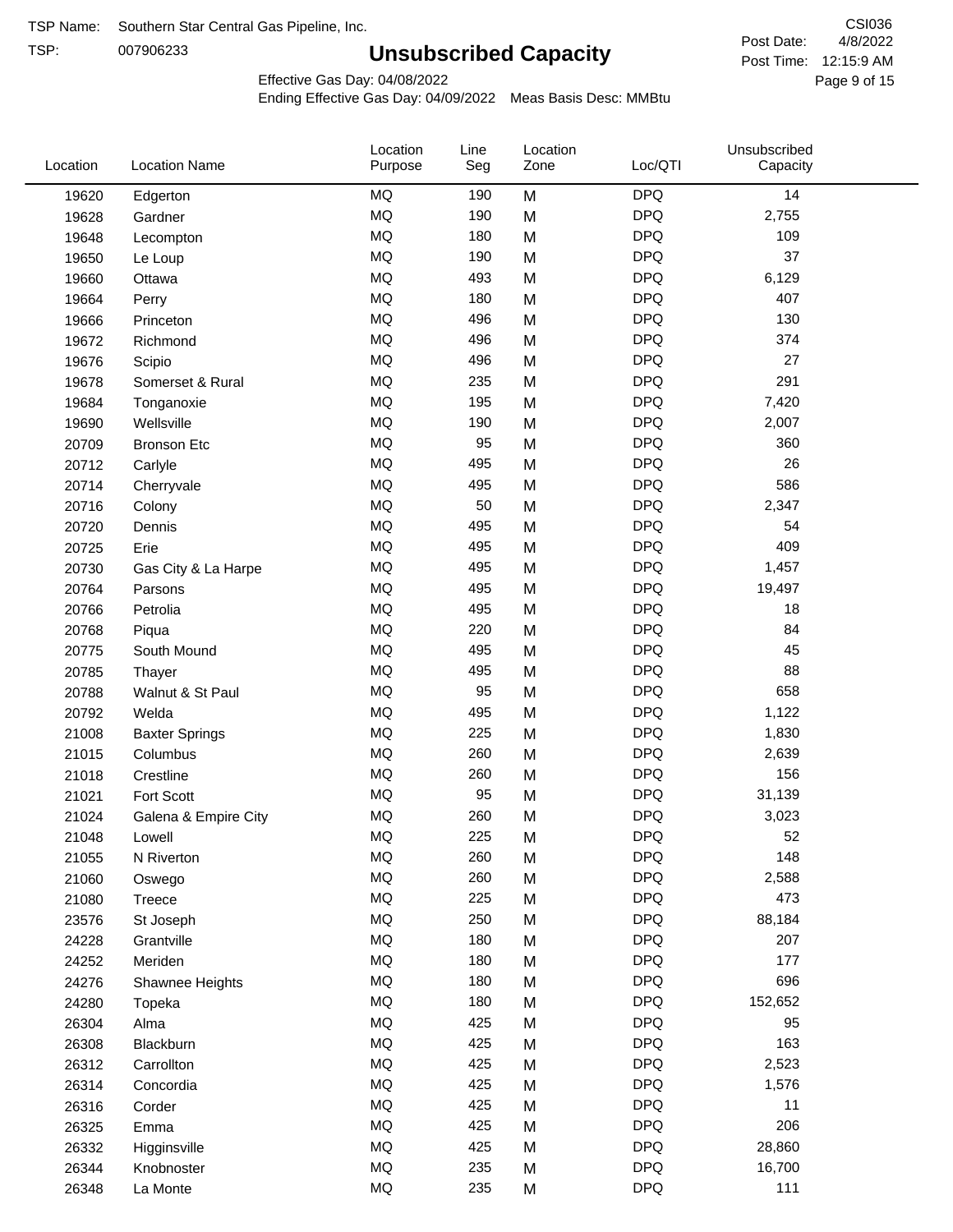TSP Name: Southern Star Central Gas Pipeline, Inc.
TSP: 007906233

# Unsubscribed Capacity

CSI036
Post Date: 4/8/2022
Post Time: 12:15:9 AM

Effective Gas Day: 04/08/2022
Ending Effective Gas Day: 04/09/2022 Meas Basis Desc: MMBtu

| Location | Location Name | Location Purpose | Line Seg | Location Zone | Loc/QTI | Unsubscribed Capacity |
|---|---|---|---|---|---|---|
| 19620 | Edgerton | MQ | 190 | M | DPQ | 14 |
| 19628 | Gardner | MQ | 190 | M | DPQ | 2,755 |
| 19648 | Lecompton | MQ | 180 | M | DPQ | 109 |
| 19650 | Le Loup | MQ | 190 | M | DPQ | 37 |
| 19660 | Ottawa | MQ | 493 | M | DPQ | 6,129 |
| 19664 | Perry | MQ | 180 | M | DPQ | 407 |
| 19666 | Princeton | MQ | 496 | M | DPQ | 130 |
| 19672 | Richmond | MQ | 496 | M | DPQ | 374 |
| 19676 | Scipio | MQ | 496 | M | DPQ | 27 |
| 19678 | Somerset & Rural | MQ | 235 | M | DPQ | 291 |
| 19684 | Tonganoxie | MQ | 195 | M | DPQ | 7,420 |
| 19690 | Wellsville | MQ | 190 | M | DPQ | 2,007 |
| 20709 | Bronson Etc | MQ | 95 | M | DPQ | 360 |
| 20712 | Carlyle | MQ | 495 | M | DPQ | 26 |
| 20714 | Cherryvale | MQ | 495 | M | DPQ | 586 |
| 20716 | Colony | MQ | 50 | M | DPQ | 2,347 |
| 20720 | Dennis | MQ | 495 | M | DPQ | 54 |
| 20725 | Erie | MQ | 495 | M | DPQ | 409 |
| 20730 | Gas City & La Harpe | MQ | 495 | M | DPQ | 1,457 |
| 20764 | Parsons | MQ | 495 | M | DPQ | 19,497 |
| 20766 | Petrolia | MQ | 495 | M | DPQ | 18 |
| 20768 | Piqua | MQ | 220 | M | DPQ | 84 |
| 20775 | South Mound | MQ | 495 | M | DPQ | 45 |
| 20785 | Thayer | MQ | 495 | M | DPQ | 88 |
| 20788 | Walnut & St Paul | MQ | 95 | M | DPQ | 658 |
| 20792 | Welda | MQ | 495 | M | DPQ | 1,122 |
| 21008 | Baxter Springs | MQ | 225 | M | DPQ | 1,830 |
| 21015 | Columbus | MQ | 260 | M | DPQ | 2,639 |
| 21018 | Crestline | MQ | 260 | M | DPQ | 156 |
| 21021 | Fort Scott | MQ | 95 | M | DPQ | 31,139 |
| 21024 | Galena & Empire City | MQ | 260 | M | DPQ | 3,023 |
| 21048 | Lowell | MQ | 225 | M | DPQ | 52 |
| 21055 | N Riverton | MQ | 260 | M | DPQ | 148 |
| 21060 | Oswego | MQ | 260 | M | DPQ | 2,588 |
| 21080 | Treece | MQ | 225 | M | DPQ | 473 |
| 23576 | St Joseph | MQ | 250 | M | DPQ | 88,184 |
| 24228 | Grantville | MQ | 180 | M | DPQ | 207 |
| 24252 | Meriden | MQ | 180 | M | DPQ | 177 |
| 24276 | Shawnee Heights | MQ | 180 | M | DPQ | 696 |
| 24280 | Topeka | MQ | 180 | M | DPQ | 152,652 |
| 26304 | Alma | MQ | 425 | M | DPQ | 95 |
| 26308 | Blackburn | MQ | 425 | M | DPQ | 163 |
| 26312 | Carrollton | MQ | 425 | M | DPQ | 2,523 |
| 26314 | Concordia | MQ | 425 | M | DPQ | 1,576 |
| 26316 | Corder | MQ | 425 | M | DPQ | 11 |
| 26325 | Emma | MQ | 425 | M | DPQ | 206 |
| 26332 | Higginsville | MQ | 425 | M | DPQ | 28,860 |
| 26344 | Knobnoster | MQ | 235 | M | DPQ | 16,700 |
| 26348 | La Monte | MQ | 235 | M | DPQ | 111 |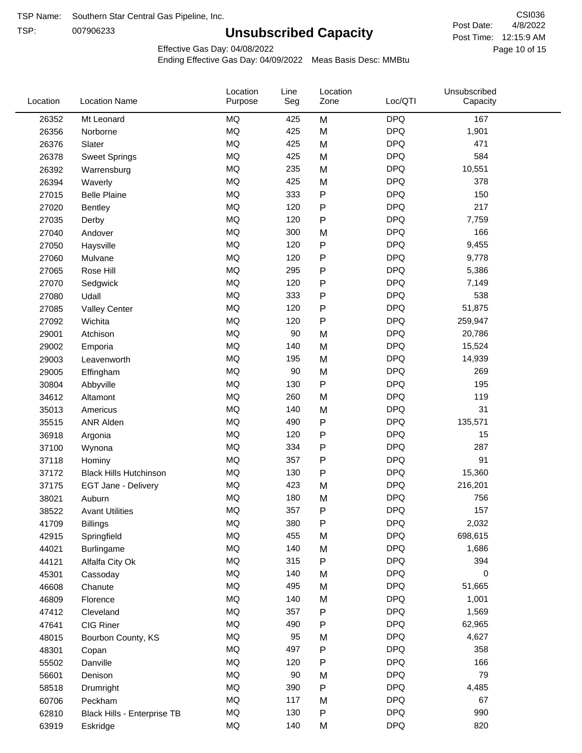TSP Name: Southern Star Central Gas Pipeline, Inc.

TSP: 007906233

# Unsubscribed Capacity

CSI036

Post Date: 4/8/2022

Post Time: 12:15:9 AM

Effective Gas Day: 04/08/2022

Ending Effective Gas Day: 04/09/2022 Meas Basis Desc: MMBtu

| Location | Location Name | Location Purpose | Line Seg | Location Zone | Loc/QTI | Unsubscribed Capacity |
|---|---|---|---|---|---|---|
| 26352 | Mt Leonard | MQ | 425 | M | DPQ | 167 |
| 26356 | Norborne | MQ | 425 | M | DPQ | 1,901 |
| 26376 | Slater | MQ | 425 | M | DPQ | 471 |
| 26378 | Sweet Springs | MQ | 425 | M | DPQ | 584 |
| 26392 | Warrensburg | MQ | 235 | M | DPQ | 10,551 |
| 26394 | Waverly | MQ | 425 | M | DPQ | 378 |
| 27015 | Belle Plaine | MQ | 333 | P | DPQ | 150 |
| 27020 | Bentley | MQ | 120 | P | DPQ | 217 |
| 27035 | Derby | MQ | 120 | P | DPQ | 7,759 |
| 27040 | Andover | MQ | 300 | M | DPQ | 166 |
| 27050 | Haysville | MQ | 120 | P | DPQ | 9,455 |
| 27060 | Mulvane | MQ | 120 | P | DPQ | 9,778 |
| 27065 | Rose Hill | MQ | 295 | P | DPQ | 5,386 |
| 27070 | Sedgwick | MQ | 120 | P | DPQ | 7,149 |
| 27080 | Udall | MQ | 333 | P | DPQ | 538 |
| 27085 | Valley Center | MQ | 120 | P | DPQ | 51,875 |
| 27092 | Wichita | MQ | 120 | P | DPQ | 259,947 |
| 29001 | Atchison | MQ | 90 | M | DPQ | 20,786 |
| 29002 | Emporia | MQ | 140 | M | DPQ | 15,524 |
| 29003 | Leavenworth | MQ | 195 | M | DPQ | 14,939 |
| 29005 | Effingham | MQ | 90 | M | DPQ | 269 |
| 30804 | Abbyville | MQ | 130 | P | DPQ | 195 |
| 34612 | Altamont | MQ | 260 | M | DPQ | 119 |
| 35013 | Americus | MQ | 140 | M | DPQ | 31 |
| 35515 | ANR Alden | MQ | 490 | P | DPQ | 135,571 |
| 36918 | Argonia | MQ | 120 | P | DPQ | 15 |
| 37100 | Wynona | MQ | 334 | P | DPQ | 287 |
| 37118 | Hominy | MQ | 357 | P | DPQ | 91 |
| 37172 | Black Hills Hutchinson | MQ | 130 | P | DPQ | 15,360 |
| 37175 | EGT Jane - Delivery | MQ | 423 | M | DPQ | 216,201 |
| 38021 | Auburn | MQ | 180 | M | DPQ | 756 |
| 38522 | Avant Utilities | MQ | 357 | P | DPQ | 157 |
| 41709 | Billings | MQ | 380 | P | DPQ | 2,032 |
| 42915 | Springfield | MQ | 455 | M | DPQ | 698,615 |
| 44021 | Burlingame | MQ | 140 | M | DPQ | 1,686 |
| 44121 | Alfalfa City Ok | MQ | 315 | P | DPQ | 394 |
| 45301 | Cassoday | MQ | 140 | M | DPQ | 0 |
| 46608 | Chanute | MQ | 495 | M | DPQ | 51,665 |
| 46809 | Florence | MQ | 140 | M | DPQ | 1,001 |
| 47412 | Cleveland | MQ | 357 | P | DPQ | 1,569 |
| 47641 | CIG Riner | MQ | 490 | P | DPQ | 62,965 |
| 48015 | Bourbon County, KS | MQ | 95 | M | DPQ | 4,627 |
| 48301 | Copan | MQ | 497 | P | DPQ | 358 |
| 55502 | Danville | MQ | 120 | P | DPQ | 166 |
| 56601 | Denison | MQ | 90 | M | DPQ | 79 |
| 58518 | Drumright | MQ | 390 | P | DPQ | 4,485 |
| 60706 | Peckham | MQ | 117 | M | DPQ | 67 |
| 62810 | Black Hills - Enterprise TB | MQ | 130 | P | DPQ | 990 |
| 63919 | Eskridge | MQ | 140 | M | DPQ | 820 |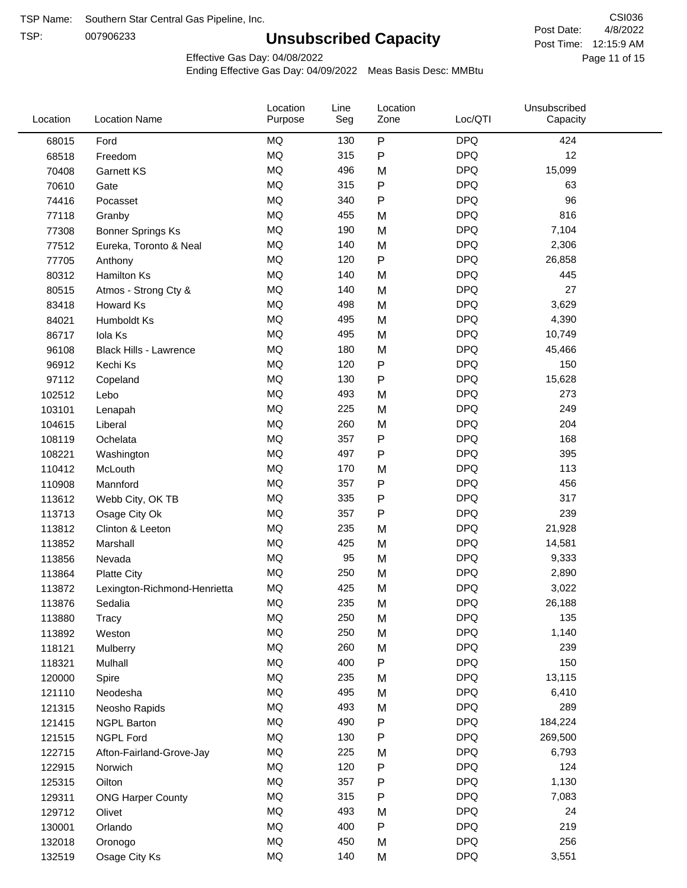TSP Name: Southern Star Central Gas Pipeline, Inc.

TSP: 007906233

# Unsubscribed Capacity

CSI036

Post Date: 4/8/2022

Post Time: 12:15:9 AM

Effective Gas Day: 04/08/2022

Ending Effective Gas Day: 04/09/2022 Meas Basis Desc: MMBtu

| Location | Location Name | Location Purpose | Line Seg | Location Zone | Loc/QTI | Unsubscribed Capacity |
|---|---|---|---|---|---|---|
| 68015 | Ford | MQ | 130 | P | DPQ | 424 |
| 68518 | Freedom | MQ | 315 | P | DPQ | 12 |
| 70408 | Garnett KS | MQ | 496 | M | DPQ | 15,099 |
| 70610 | Gate | MQ | 315 | P | DPQ | 63 |
| 74416 | Pocasset | MQ | 340 | P | DPQ | 96 |
| 77118 | Granby | MQ | 455 | M | DPQ | 816 |
| 77308 | Bonner Springs Ks | MQ | 190 | M | DPQ | 7,104 |
| 77512 | Eureka, Toronto & Neal | MQ | 140 | M | DPQ | 2,306 |
| 77705 | Anthony | MQ | 120 | P | DPQ | 26,858 |
| 80312 | Hamilton Ks | MQ | 140 | M | DPQ | 445 |
| 80515 | Atmos - Strong Cty & | MQ | 140 | M | DPQ | 27 |
| 83418 | Howard Ks | MQ | 498 | M | DPQ | 3,629 |
| 84021 | Humboldt Ks | MQ | 495 | M | DPQ | 4,390 |
| 86717 | Iola Ks | MQ | 495 | M | DPQ | 10,749 |
| 96108 | Black Hills - Lawrence | MQ | 180 | M | DPQ | 45,466 |
| 96912 | Kechi Ks | MQ | 120 | P | DPQ | 150 |
| 97112 | Copeland | MQ | 130 | P | DPQ | 15,628 |
| 102512 | Lebo | MQ | 493 | M | DPQ | 273 |
| 103101 | Lenapah | MQ | 225 | M | DPQ | 249 |
| 104615 | Liberal | MQ | 260 | M | DPQ | 204 |
| 108119 | Ochelata | MQ | 357 | P | DPQ | 168 |
| 108221 | Washington | MQ | 497 | P | DPQ | 395 |
| 110412 | McLouth | MQ | 170 | M | DPQ | 113 |
| 110908 | Mannford | MQ | 357 | P | DPQ | 456 |
| 113612 | Webb City, OK TB | MQ | 335 | P | DPQ | 317 |
| 113713 | Osage City Ok | MQ | 357 | P | DPQ | 239 |
| 113812 | Clinton & Leeton | MQ | 235 | M | DPQ | 21,928 |
| 113852 | Marshall | MQ | 425 | M | DPQ | 14,581 |
| 113856 | Nevada | MQ | 95 | M | DPQ | 9,333 |
| 113864 | Platte City | MQ | 250 | M | DPQ | 2,890 |
| 113872 | Lexington-Richmond-Henrietta | MQ | 425 | M | DPQ | 3,022 |
| 113876 | Sedalia | MQ | 235 | M | DPQ | 26,188 |
| 113880 | Tracy | MQ | 250 | M | DPQ | 135 |
| 113892 | Weston | MQ | 250 | M | DPQ | 1,140 |
| 118121 | Mulberry | MQ | 260 | M | DPQ | 239 |
| 118321 | Mulhall | MQ | 400 | P | DPQ | 150 |
| 120000 | Spire | MQ | 235 | M | DPQ | 13,115 |
| 121110 | Neodesha | MQ | 495 | M | DPQ | 6,410 |
| 121315 | Neosho Rapids | MQ | 493 | M | DPQ | 289 |
| 121415 | NGPL Barton | MQ | 490 | P | DPQ | 184,224 |
| 121515 | NGPL Ford | MQ | 130 | P | DPQ | 269,500 |
| 122715 | Afton-Fairland-Grove-Jay | MQ | 225 | M | DPQ | 6,793 |
| 122915 | Norwich | MQ | 120 | P | DPQ | 124 |
| 125315 | Oilton | MQ | 357 | P | DPQ | 1,130 |
| 129311 | ONG Harper County | MQ | 315 | P | DPQ | 7,083 |
| 129712 | Olivet | MQ | 493 | M | DPQ | 24 |
| 130001 | Orlando | MQ | 400 | P | DPQ | 219 |
| 132018 | Oronogo | MQ | 450 | M | DPQ | 256 |
| 132519 | Osage City Ks | MQ | 140 | M | DPQ | 3,551 |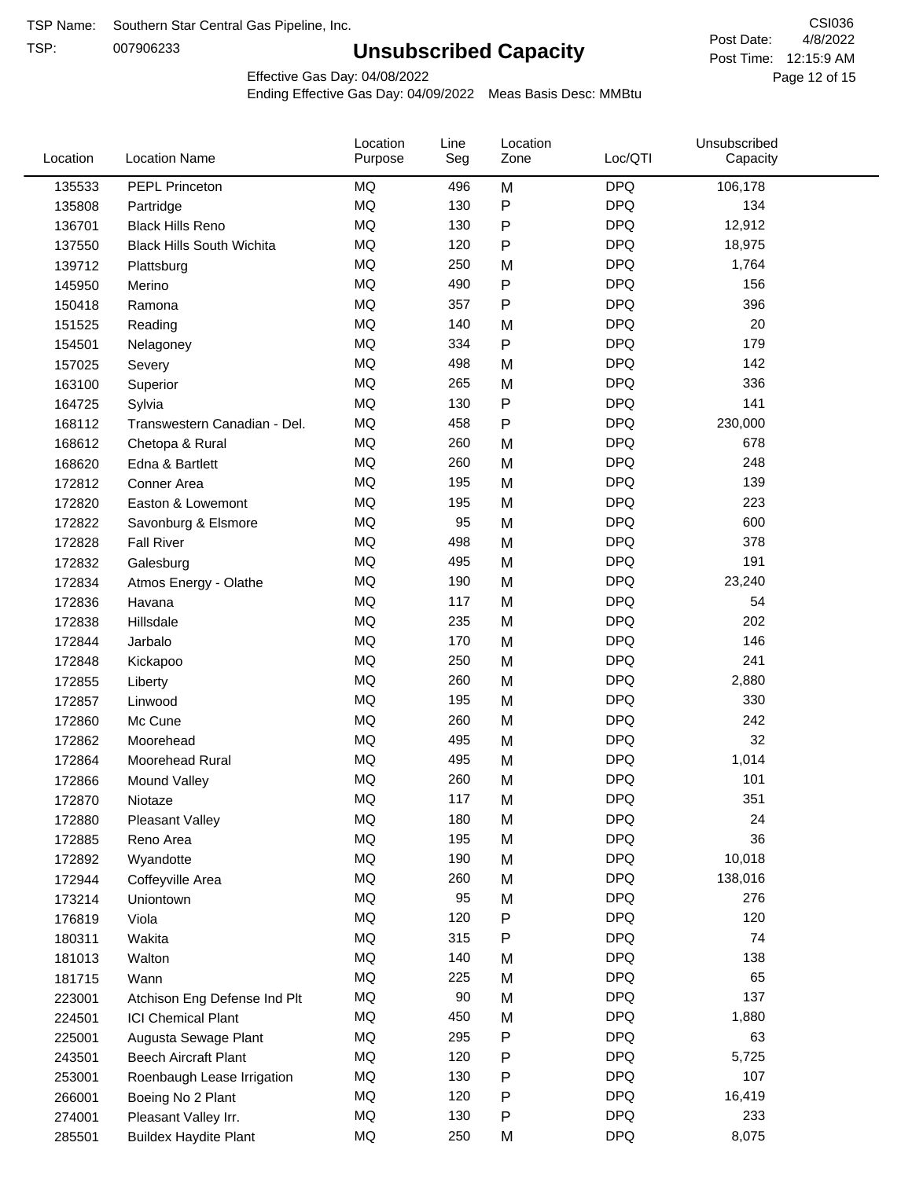TSP Name: Southern Star Central Gas Pipeline, Inc.

TSP: 007906233

# Unsubscribed Capacity

CSI036

Post Date: 4/8/2022

Post Time: 12:15:9 AM

Effective Gas Day: 04/08/2022

Ending Effective Gas Day: 04/09/2022 Meas Basis Desc: MMBtu

| Location | Location Name | Location Purpose | Line Seg | Location Zone | Loc/QTI | Unsubscribed Capacity |
|---|---|---|---|---|---|---|
| 135533 | PEPL Princeton | MQ | 496 | M | DPQ | 106,178 |
| 135808 | Partridge | MQ | 130 | P | DPQ | 134 |
| 136701 | Black Hills Reno | MQ | 130 | P | DPQ | 12,912 |
| 137550 | Black Hills South Wichita | MQ | 120 | P | DPQ | 18,975 |
| 139712 | Plattsburg | MQ | 250 | M | DPQ | 1,764 |
| 145950 | Merino | MQ | 490 | P | DPQ | 156 |
| 150418 | Ramona | MQ | 357 | P | DPQ | 396 |
| 151525 | Reading | MQ | 140 | M | DPQ | 20 |
| 154501 | Nelagoney | MQ | 334 | P | DPQ | 179 |
| 157025 | Severy | MQ | 498 | M | DPQ | 142 |
| 163100 | Superior | MQ | 265 | M | DPQ | 336 |
| 164725 | Sylvia | MQ | 130 | P | DPQ | 141 |
| 168112 | Transwestern Canadian - Del. | MQ | 458 | P | DPQ | 230,000 |
| 168612 | Chetopa & Rural | MQ | 260 | M | DPQ | 678 |
| 168620 | Edna & Bartlett | MQ | 260 | M | DPQ | 248 |
| 172812 | Conner Area | MQ | 195 | M | DPQ | 139 |
| 172820 | Easton & Lowemont | MQ | 195 | M | DPQ | 223 |
| 172822 | Savonburg & Elsmore | MQ | 95 | M | DPQ | 600 |
| 172828 | Fall River | MQ | 498 | M | DPQ | 378 |
| 172832 | Galesburg | MQ | 495 | M | DPQ | 191 |
| 172834 | Atmos Energy - Olathe | MQ | 190 | M | DPQ | 23,240 |
| 172836 | Havana | MQ | 117 | M | DPQ | 54 |
| 172838 | Hillsdale | MQ | 235 | M | DPQ | 202 |
| 172844 | Jarbalo | MQ | 170 | M | DPQ | 146 |
| 172848 | Kickapoo | MQ | 250 | M | DPQ | 241 |
| 172855 | Liberty | MQ | 260 | M | DPQ | 2,880 |
| 172857 | Linwood | MQ | 195 | M | DPQ | 330 |
| 172860 | Mc Cune | MQ | 260 | M | DPQ | 242 |
| 172862 | Moorehead | MQ | 495 | M | DPQ | 32 |
| 172864 | Moorehead Rural | MQ | 495 | M | DPQ | 1,014 |
| 172866 | Mound Valley | MQ | 260 | M | DPQ | 101 |
| 172870 | Niotaze | MQ | 117 | M | DPQ | 351 |
| 172880 | Pleasant Valley | MQ | 180 | M | DPQ | 24 |
| 172885 | Reno Area | MQ | 195 | M | DPQ | 36 |
| 172892 | Wyandotte | MQ | 190 | M | DPQ | 10,018 |
| 172944 | Coffeyville Area | MQ | 260 | M | DPQ | 138,016 |
| 173214 | Uniontown | MQ | 95 | M | DPQ | 276 |
| 176819 | Viola | MQ | 120 | P | DPQ | 120 |
| 180311 | Wakita | MQ | 315 | P | DPQ | 74 |
| 181013 | Walton | MQ | 140 | M | DPQ | 138 |
| 181715 | Wann | MQ | 225 | M | DPQ | 65 |
| 223001 | Atchison Eng Defense Ind Plt | MQ | 90 | M | DPQ | 137 |
| 224501 | ICI Chemical Plant | MQ | 450 | M | DPQ | 1,880 |
| 225001 | Augusta Sewage Plant | MQ | 295 | P | DPQ | 63 |
| 243501 | Beech Aircraft Plant | MQ | 120 | P | DPQ | 5,725 |
| 253001 | Roenbaugh Lease Irrigation | MQ | 130 | P | DPQ | 107 |
| 266001 | Boeing No 2 Plant | MQ | 120 | P | DPQ | 16,419 |
| 274001 | Pleasant Valley Irr. | MQ | 130 | P | DPQ | 233 |
| 285501 | Buildex Haydite Plant | MQ | 250 | M | DPQ | 8,075 |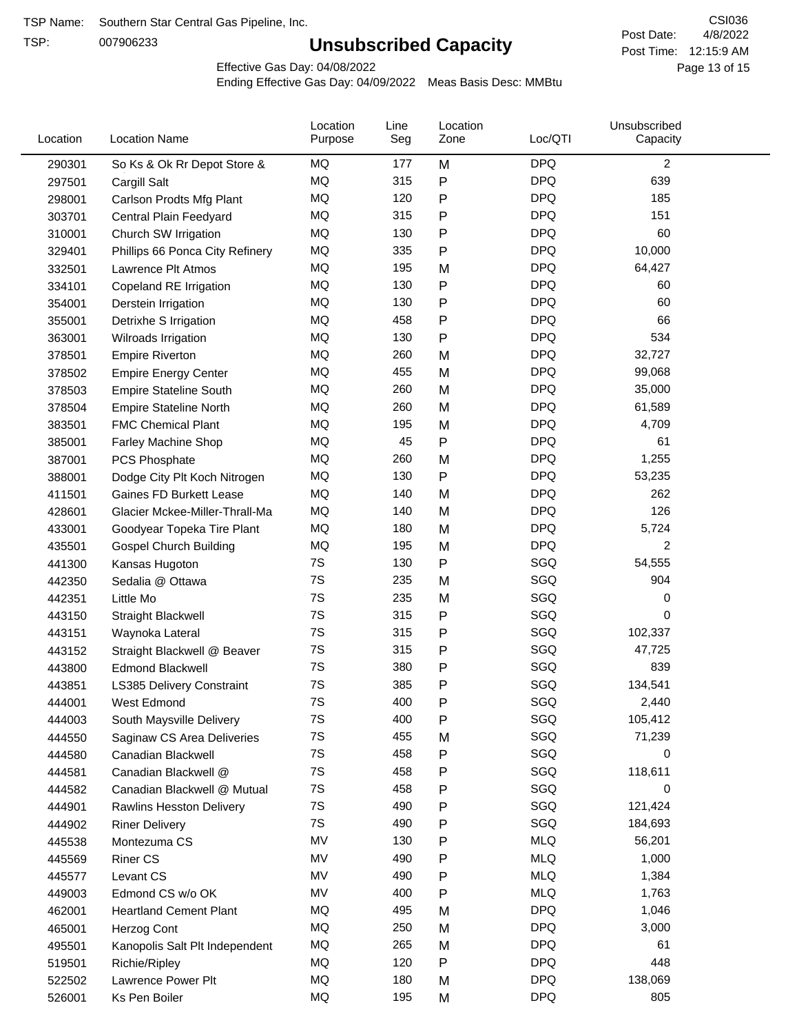TSP Name: Southern Star Central Gas Pipeline, Inc.

TSP: 007906233

# Unsubscribed Capacity

CSI036

Post Date: 4/8/2022

Post Time: 12:15:9 AM

Effective Gas Day: 04/08/2022

Ending Effective Gas Day: 04/09/2022 Meas Basis Desc: MMBtu

| Location | Location Name | Location Purpose | Line Seg | Location Zone | Loc/QTI | Unsubscribed Capacity |
|---|---|---|---|---|---|---|
| 290301 | So Ks & Ok Rr Depot Store & | MQ | 177 | M | DPQ | 2 |
| 297501 | Cargill Salt | MQ | 315 | P | DPQ | 639 |
| 298001 | Carlson Prodts Mfg Plant | MQ | 120 | P | DPQ | 185 |
| 303701 | Central Plain Feedyard | MQ | 315 | P | DPQ | 151 |
| 310001 | Church SW Irrigation | MQ | 130 | P | DPQ | 60 |
| 329401 | Phillips 66 Ponca City Refinery | MQ | 335 | P | DPQ | 10,000 |
| 332501 | Lawrence Plt Atmos | MQ | 195 | M | DPQ | 64,427 |
| 334101 | Copeland RE Irrigation | MQ | 130 | P | DPQ | 60 |
| 354001 | Derstein Irrigation | MQ | 130 | P | DPQ | 60 |
| 355001 | Detrixhe S Irrigation | MQ | 458 | P | DPQ | 66 |
| 363001 | Wilroads Irrigation | MQ | 130 | P | DPQ | 534 |
| 378501 | Empire Riverton | MQ | 260 | M | DPQ | 32,727 |
| 378502 | Empire Energy Center | MQ | 455 | M | DPQ | 99,068 |
| 378503 | Empire Stateline South | MQ | 260 | M | DPQ | 35,000 |
| 378504 | Empire Stateline North | MQ | 260 | M | DPQ | 61,589 |
| 383501 | FMC Chemical Plant | MQ | 195 | M | DPQ | 4,709 |
| 385001 | Farley Machine Shop | MQ | 45 | P | DPQ | 61 |
| 387001 | PCS Phosphate | MQ | 260 | M | DPQ | 1,255 |
| 388001 | Dodge City Plt Koch Nitrogen | MQ | 130 | P | DPQ | 53,235 |
| 411501 | Gaines FD Burkett Lease | MQ | 140 | M | DPQ | 262 |
| 428601 | Glacier Mckee-Miller-Thrall-Ma | MQ | 140 | M | DPQ | 126 |
| 433001 | Goodyear Topeka Tire Plant | MQ | 180 | M | DPQ | 5,724 |
| 435501 | Gospel Church Building | MQ | 195 | M | DPQ | 2 |
| 441300 | Kansas Hugoton | 7S | 130 | P | SGQ | 54,555 |
| 442350 | Sedalia @ Ottawa | 7S | 235 | M | SGQ | 904 |
| 442351 | Little Mo | 7S | 235 | M | SGQ | 0 |
| 443150 | Straight Blackwell | 7S | 315 | P | SGQ | 0 |
| 443151 | Waynoka Lateral | 7S | 315 | P | SGQ | 102,337 |
| 443152 | Straight Blackwell @ Beaver | 7S | 315 | P | SGQ | 47,725 |
| 443800 | Edmond Blackwell | 7S | 380 | P | SGQ | 839 |
| 443851 | LS385 Delivery Constraint | 7S | 385 | P | SGQ | 134,541 |
| 444001 | West Edmond | 7S | 400 | P | SGQ | 2,440 |
| 444003 | South Maysville Delivery | 7S | 400 | P | SGQ | 105,412 |
| 444550 | Saginaw CS Area Deliveries | 7S | 455 | M | SGQ | 71,239 |
| 444580 | Canadian Blackwell | 7S | 458 | P | SGQ | 0 |
| 444581 | Canadian Blackwell @ | 7S | 458 | P | SGQ | 118,611 |
| 444582 | Canadian Blackwell @ Mutual | 7S | 458 | P | SGQ | 0 |
| 444901 | Rawlins Hesston Delivery | 7S | 490 | P | SGQ | 121,424 |
| 444902 | Riner Delivery | 7S | 490 | P | SGQ | 184,693 |
| 445538 | Montezuma CS | MV | 130 | P | MLQ | 56,201 |
| 445569 | Riner CS | MV | 490 | P | MLQ | 1,000 |
| 445577 | Levant CS | MV | 490 | P | MLQ | 1,384 |
| 449003 | Edmond CS w/o OK | MV | 400 | P | MLQ | 1,763 |
| 462001 | Heartland Cement Plant | MQ | 495 | M | DPQ | 1,046 |
| 465001 | Herzog Cont | MQ | 250 | M | DPQ | 3,000 |
| 495501 | Kanopolis Salt Plt Independent | MQ | 265 | M | DPQ | 61 |
| 519501 | Richie/Ripley | MQ | 120 | P | DPQ | 448 |
| 522502 | Lawrence Power Plt | MQ | 180 | M | DPQ | 138,069 |
| 526001 | Ks Pen Boiler | MQ | 195 | M | DPQ | 805 |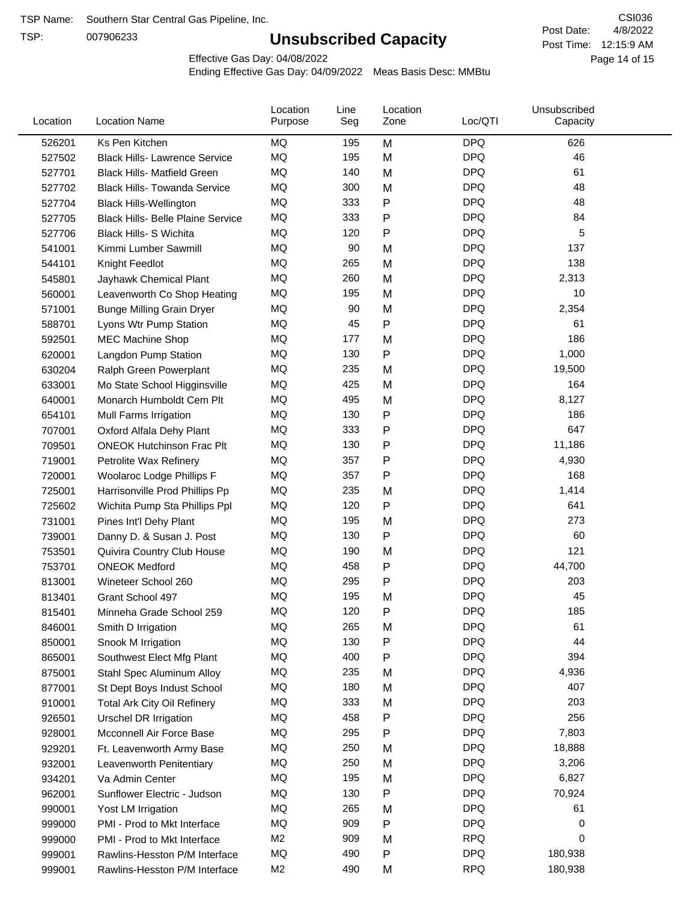TSP Name: Southern Star Central Gas Pipeline, Inc.

TSP: 007906233

# Unsubscribed Capacity

CSI036

Post Date: 4/8/2022

Post Time: 12:15:9 AM

Effective Gas Day: 04/08/2022

Ending Effective Gas Day: 04/09/2022 Meas Basis Desc: MMBtu

| Location | Location Name | Location Purpose | Line Seg | Location Zone | Loc/QTI | Unsubscribed Capacity |
|---|---|---|---|---|---|---|
| 526201 | Ks Pen Kitchen | MQ | 195 | M | DPQ | 626 |
| 527502 | Black Hills- Lawrence Service | MQ | 195 | M | DPQ | 46 |
| 527701 | Black Hills- Matfield Green | MQ | 140 | M | DPQ | 61 |
| 527702 | Black Hills- Towanda Service | MQ | 300 | M | DPQ | 48 |
| 527704 | Black Hills-Wellington | MQ | 333 | P | DPQ | 48 |
| 527705 | Black Hills- Belle Plaine Service | MQ | 333 | P | DPQ | 84 |
| 527706 | Black Hills- S Wichita | MQ | 120 | P | DPQ | 5 |
| 541001 | Kimmi Lumber Sawmill | MQ | 90 | M | DPQ | 137 |
| 544101 | Knight Feedlot | MQ | 265 | M | DPQ | 138 |
| 545801 | Jayhawk Chemical Plant | MQ | 260 | M | DPQ | 2,313 |
| 560001 | Leavenworth Co Shop Heating | MQ | 195 | M | DPQ | 10 |
| 571001 | Bunge Milling Grain Dryer | MQ | 90 | M | DPQ | 2,354 |
| 588701 | Lyons Wtr Pump Station | MQ | 45 | P | DPQ | 61 |
| 592501 | MEC Machine Shop | MQ | 177 | M | DPQ | 186 |
| 620001 | Langdon Pump Station | MQ | 130 | P | DPQ | 1,000 |
| 630204 | Ralph Green Powerplant | MQ | 235 | M | DPQ | 19,500 |
| 633001 | Mo State School Higginsville | MQ | 425 | M | DPQ | 164 |
| 640001 | Monarch Humboldt Cem Plt | MQ | 495 | M | DPQ | 8,127 |
| 654101 | Mull Farms Irrigation | MQ | 130 | P | DPQ | 186 |
| 707001 | Oxford Alfala Dehy Plant | MQ | 333 | P | DPQ | 647 |
| 709501 | ONEOK Hutchinson Frac Plt | MQ | 130 | P | DPQ | 11,186 |
| 719001 | Petrolite Wax Refinery | MQ | 357 | P | DPQ | 4,930 |
| 720001 | Woolaroc Lodge Phillips F | MQ | 357 | P | DPQ | 168 |
| 725001 | Harrisonville Prod Phillips Pp | MQ | 235 | M | DPQ | 1,414 |
| 725602 | Wichita Pump Sta Phillips Ppl | MQ | 120 | P | DPQ | 641 |
| 731001 | Pines Int'l Dehy Plant | MQ | 195 | M | DPQ | 273 |
| 739001 | Danny D. & Susan J. Post | MQ | 130 | P | DPQ | 60 |
| 753501 | Quivira Country Club House | MQ | 190 | M | DPQ | 121 |
| 753701 | ONEOK Medford | MQ | 458 | P | DPQ | 44,700 |
| 813001 | Wineteer School 260 | MQ | 295 | P | DPQ | 203 |
| 813401 | Grant School 497 | MQ | 195 | M | DPQ | 45 |
| 815401 | Minneha Grade School 259 | MQ | 120 | P | DPQ | 185 |
| 846001 | Smith D Irrigation | MQ | 265 | M | DPQ | 61 |
| 850001 | Snook M Irrigation | MQ | 130 | P | DPQ | 44 |
| 865001 | Southwest Elect Mfg Plant | MQ | 400 | P | DPQ | 394 |
| 875001 | Stahl Spec Aluminum Alloy | MQ | 235 | M | DPQ | 4,936 |
| 877001 | St Dept Boys Indust School | MQ | 180 | M | DPQ | 407 |
| 910001 | Total Ark City Oil Refinery | MQ | 333 | M | DPQ | 203 |
| 926501 | Urschel DR Irrigation | MQ | 458 | P | DPQ | 256 |
| 928001 | Mcconnell Air Force Base | MQ | 295 | P | DPQ | 7,803 |
| 929201 | Ft. Leavenworth Army Base | MQ | 250 | M | DPQ | 18,888 |
| 932001 | Leavenworth Penitentiary | MQ | 250 | M | DPQ | 3,206 |
| 934201 | Va Admin Center | MQ | 195 | M | DPQ | 6,827 |
| 962001 | Sunflower Electric - Judson | MQ | 130 | P | DPQ | 70,924 |
| 990001 | Yost LM Irrigation | MQ | 265 | M | DPQ | 61 |
| 999000 | PMI - Prod to Mkt Interface | MQ | 909 | P | DPQ | 0 |
| 999000 | PMI - Prod to Mkt Interface | M2 | 909 | M | RPQ | 0 |
| 999001 | Rawlins-Hesston P/M Interface | MQ | 490 | P | DPQ | 180,938 |
| 999001 | Rawlins-Hesston P/M Interface | M2 | 490 | M | RPQ | 180,938 |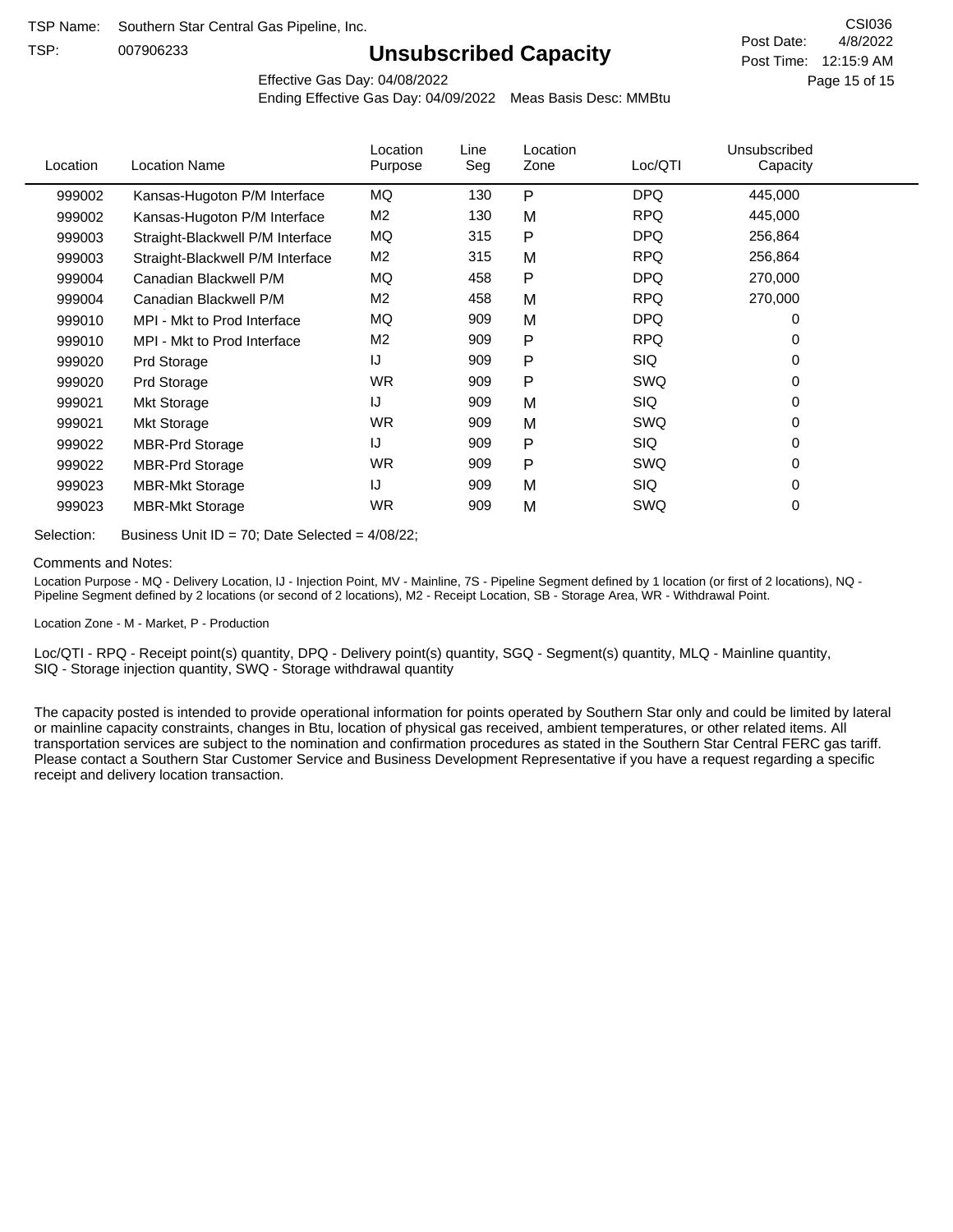TSP Name: Southern Star Central Gas Pipeline, Inc.

TSP: 007906233

# Unsubscribed Capacity

CSI036

Post Date: 4/8/2022

Post Time: 12:15:9 AM

Effective Gas Day: 04/08/2022

Ending Effective Gas Day: 04/09/2022 Meas Basis Desc: MMBtu

| Location | Location Name | Location Purpose | Line Seg | Location Zone | Loc/QTI | Unsubscribed Capacity |
|---|---|---|---|---|---|---|
| 999002 | Kansas-Hugoton P/M Interface | MQ | 130 | P | DPQ | 445,000 |
| 999002 | Kansas-Hugoton P/M Interface | M2 | 130 | M | RPQ | 445,000 |
| 999003 | Straight-Blackwell P/M Interface | MQ | 315 | P | DPQ | 256,864 |
| 999003 | Straight-Blackwell P/M Interface | M2 | 315 | M | RPQ | 256,864 |
| 999004 | Canadian Blackwell P/M | MQ | 458 | P | DPQ | 270,000 |
| 999004 | Canadian Blackwell P/M | M2 | 458 | M | RPQ | 270,000 |
| 999010 | MPI - Mkt to Prod Interface | MQ | 909 | M | DPQ | 0 |
| 999010 | MPI - Mkt to Prod Interface | M2 | 909 | P | RPQ | 0 |
| 999020 | Prd Storage | IJ | 909 | P | SIQ | 0 |
| 999020 | Prd Storage | WR | 909 | P | SWQ | 0 |
| 999021 | Mkt Storage | IJ | 909 | M | SIQ | 0 |
| 999021 | Mkt Storage | WR | 909 | M | SWQ | 0 |
| 999022 | MBR-Prd Storage | IJ | 909 | P | SIQ | 0 |
| 999022 | MBR-Prd Storage | WR | 909 | P | SWQ | 0 |
| 999023 | MBR-Mkt Storage | IJ | 909 | M | SIQ | 0 |
| 999023 | MBR-Mkt Storage | WR | 909 | M | SWQ | 0 |

Selection: Business Unit ID = 70; Date Selected = 4/08/22;

Comments and Notes:

Location Purpose - MQ - Delivery Location, IJ - Injection Point, MV - Mainline, 7S - Pipeline Segment defined by 1 location (or first of 2 locations), NQ - Pipeline Segment defined by 2 locations (or second of 2 locations), M2 - Receipt Location, SB - Storage Area, WR - Withdrawal Point.

Location Zone - M - Market, P - Production

Loc/QTI - RPQ - Receipt point(s) quantity, DPQ - Delivery point(s) quantity, SGQ - Segment(s) quantity, MLQ - Mainline quantity, SIQ - Storage injection quantity, SWQ - Storage withdrawal quantity

The capacity posted is intended to provide operational information for points operated by Southern Star only and could be limited by lateral or mainline capacity constraints, changes in Btu, location of physical gas received, ambient temperatures, or other related items. All transportation services are subject to the nomination and confirmation procedures as stated in the Southern Star Central FERC gas tariff. Please contact a Southern Star Customer Service and Business Development Representative if you have a request regarding a specific receipt and delivery location transaction.